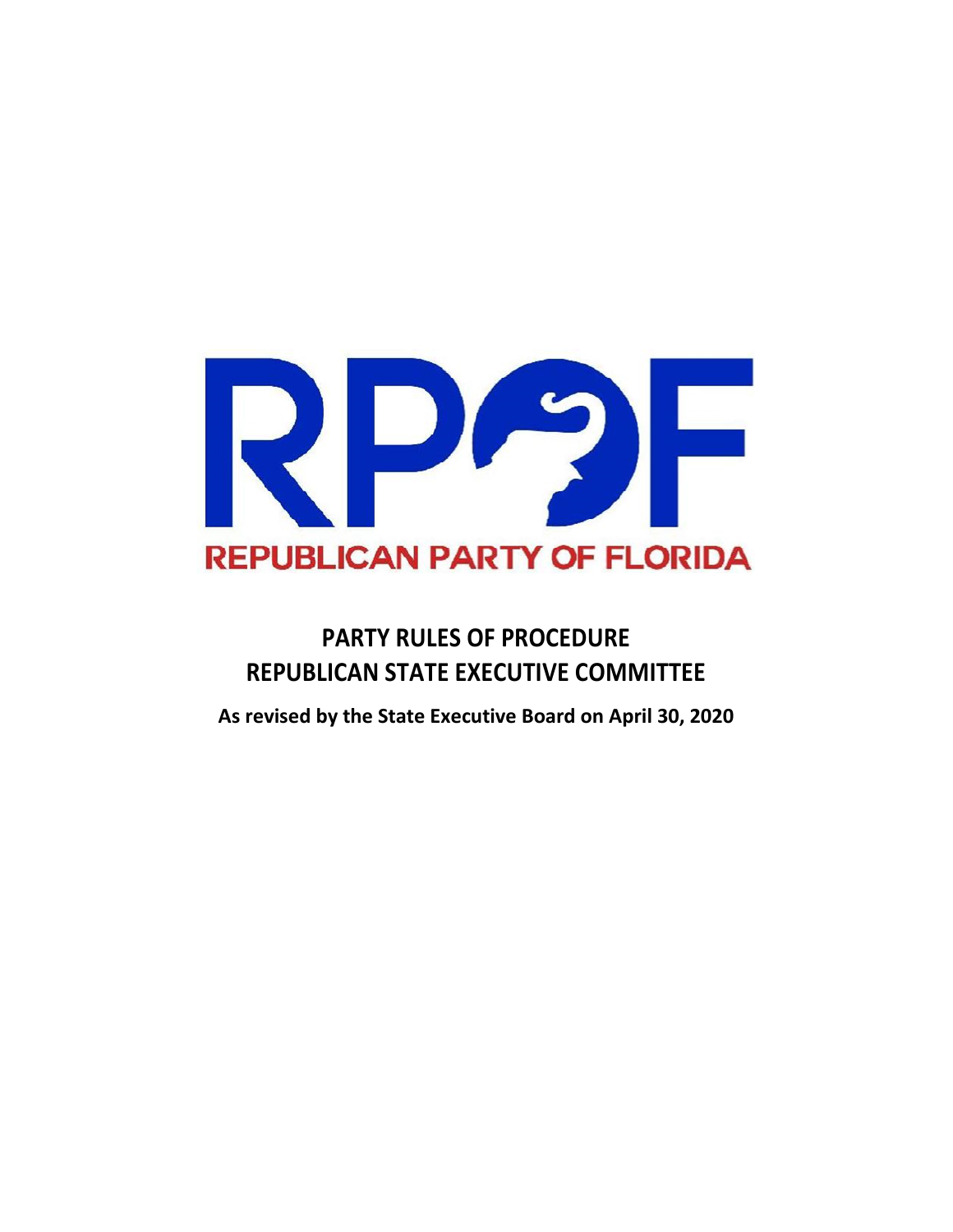RPOF

REPUBLICAN PARTY OF FLORIDA

# PARTY RULES OF PROCEDURE
# REPUBLICAN STATE EXECUTIVE COMMITTEE

**As revised by the State Executive Board on April 30, 2020**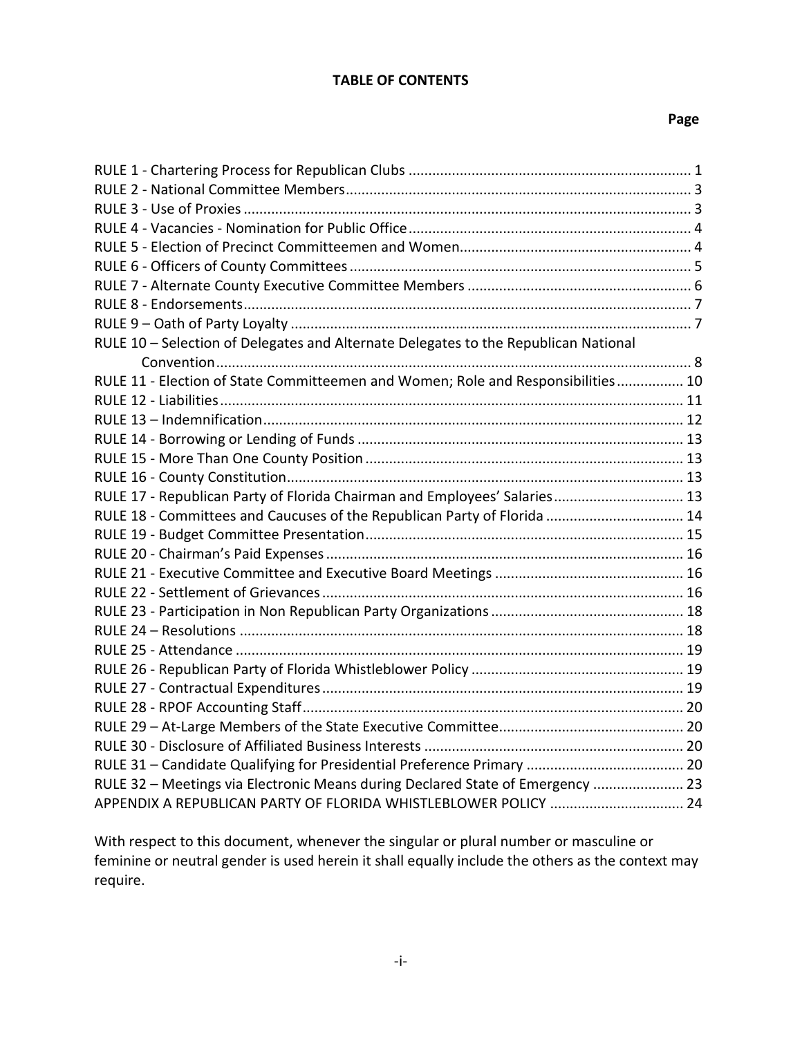**TABLE OF CONTENTS**

| | Page |
|---|---|
| RULE 1 - Chartering Process for Republican Clubs | 1 |
| RULE 2 - National Committee Members | 3 |
| RULE 3 - Use of Proxies | 3 |
| RULE 4 - Vacancies - Nomination for Public Office | 4 |
| RULE 5 - Election of Precinct Committeemen and Women | 4 |
| RULE 6 - Officers of County Committees | 5 |
| RULE 7 - Alternate County Executive Committee Members | 6 |
| RULE 8 - Endorsements | 7 |
| RULE 9 – Oath of Party Loyalty | 7 |
| RULE 10 – Selection of Delegates and Alternate Delegates to the Republican National Convention | 8 |
| RULE 11 - Election of State Committeemen and Women; Role and Responsibilities | 10 |
| RULE 12 - Liabilities | 11 |
| RULE 13 – Indemnification | 12 |
| RULE 14 - Borrowing or Lending of Funds | 13 |
| RULE 15 - More Than One County Position | 13 |
| RULE 16 - County Constitution | 13 |
| RULE 17 - Republican Party of Florida Chairman and Employees' Salaries | 13 |
| RULE 18 - Committees and Caucuses of the Republican Party of Florida | 14 |
| RULE 19 - Budget Committee Presentation | 15 |
| RULE 20 - Chairman's Paid Expenses | 16 |
| RULE 21 - Executive Committee and Executive Board Meetings | 16 |
| RULE 22 - Settlement of Grievances | 16 |
| RULE 23 - Participation in Non Republican Party Organizations | 18 |
| RULE 24 – Resolutions | 18 |
| RULE 25 - Attendance | 19 |
| RULE 26 - Republican Party of Florida Whistleblower Policy | 19 |
| RULE 27 - Contractual Expenditures | 19 |
| RULE 28 - RPOF Accounting Staff | 20 |
| RULE 29 – At-Large Members of the State Executive Committee | 20 |
| RULE 30 - Disclosure of Affiliated Business Interests | 20 |
| RULE 31 – Candidate Qualifying for Presidential Preference Primary | 20 |
| RULE 32 – Meetings via Electronic Means during Declared State of Emergency | 23 |
| APPENDIX A REPUBLICAN PARTY OF FLORIDA WHISTLEBLOWER POLICY | 24 |

With respect to this document, whenever the singular or plural number or masculine or feminine or neutral gender is used herein it shall equally include the others as the context may require.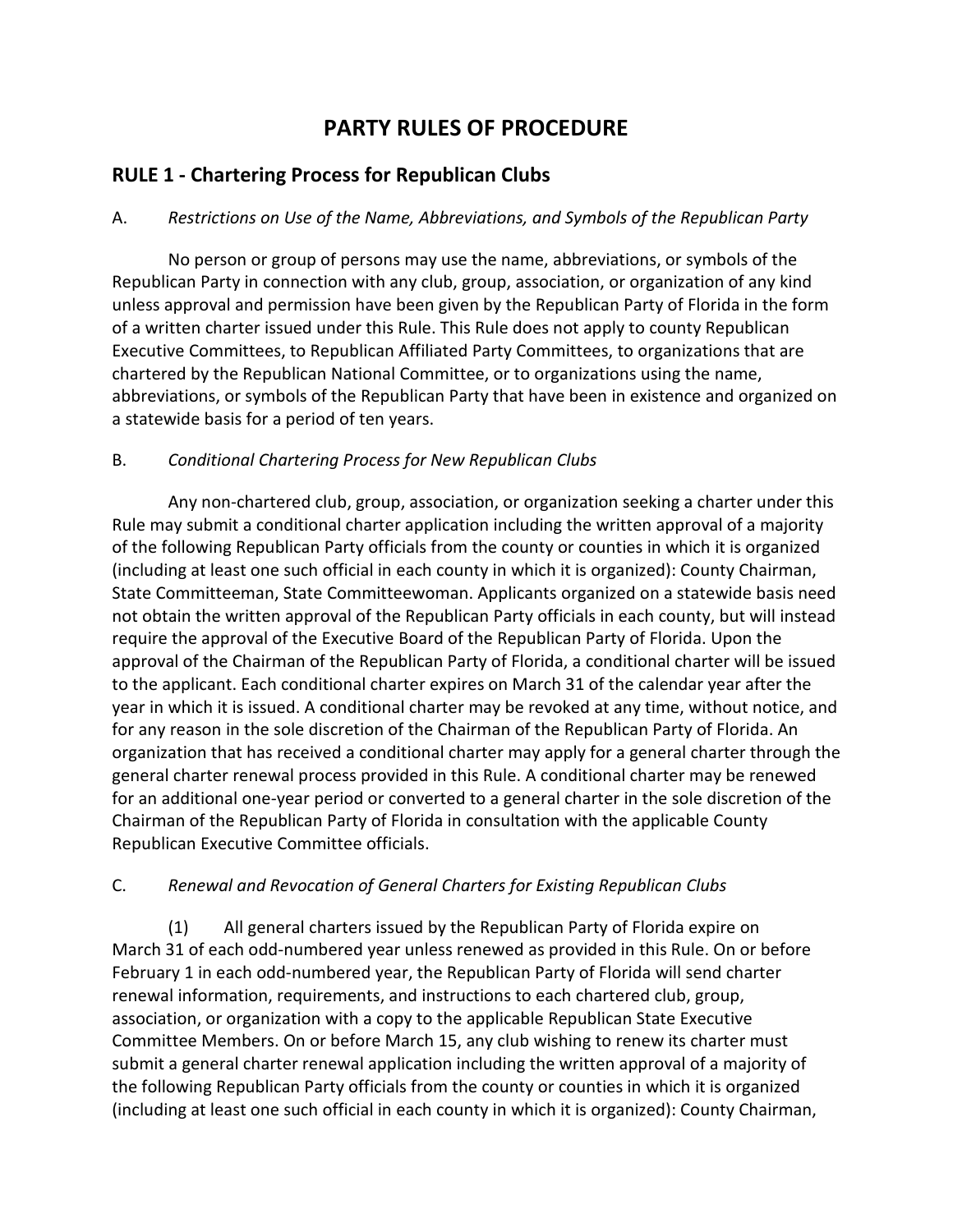# PARTY RULES OF PROCEDURE

## RULE 1 - Chartering Process for Republican Clubs

A. *Restrictions on Use of the Name, Abbreviations, and Symbols of the Republican Party*

No person or group of persons may use the name, abbreviations, or symbols of the Republican Party in connection with any club, group, association, or organization of any kind unless approval and permission have been given by the Republican Party of Florida in the form of a written charter issued under this Rule. This Rule does not apply to county Republican Executive Committees, to Republican Affiliated Party Committees, to organizations that are chartered by the Republican National Committee, or to organizations using the name, abbreviations, or symbols of the Republican Party that have been in existence and organized on a statewide basis for a period of ten years.

B. *Conditional Chartering Process for New Republican Clubs*

Any non-chartered club, group, association, or organization seeking a charter under this Rule may submit a conditional charter application including the written approval of a majority of the following Republican Party officials from the county or counties in which it is organized (including at least one such official in each county in which it is organized): County Chairman, State Committeeman, State Committeewoman. Applicants organized on a statewide basis need not obtain the written approval of the Republican Party officials in each county, but will instead require the approval of the Executive Board of the Republican Party of Florida. Upon the approval of the Chairman of the Republican Party of Florida, a conditional charter will be issued to the applicant. Each conditional charter expires on March 31 of the calendar year after the year in which it is issued. A conditional charter may be revoked at any time, without notice, and for any reason in the sole discretion of the Chairman of the Republican Party of Florida. An organization that has received a conditional charter may apply for a general charter through the general charter renewal process provided in this Rule. A conditional charter may be renewed for an additional one-year period or converted to a general charter in the sole discretion of the Chairman of the Republican Party of Florida in consultation with the applicable County Republican Executive Committee officials.

C. *Renewal and Revocation of General Charters for Existing Republican Clubs*

(1) All general charters issued by the Republican Party of Florida expire on March 31 of each odd-numbered year unless renewed as provided in this Rule. On or before February 1 in each odd-numbered year, the Republican Party of Florida will send charter renewal information, requirements, and instructions to each chartered club, group, association, or organization with a copy to the applicable Republican State Executive Committee Members. On or before March 15, any club wishing to renew its charter must submit a general charter renewal application including the written approval of a majority of the following Republican Party officials from the county or counties in which it is organized (including at least one such official in each county in which it is organized): County Chairman,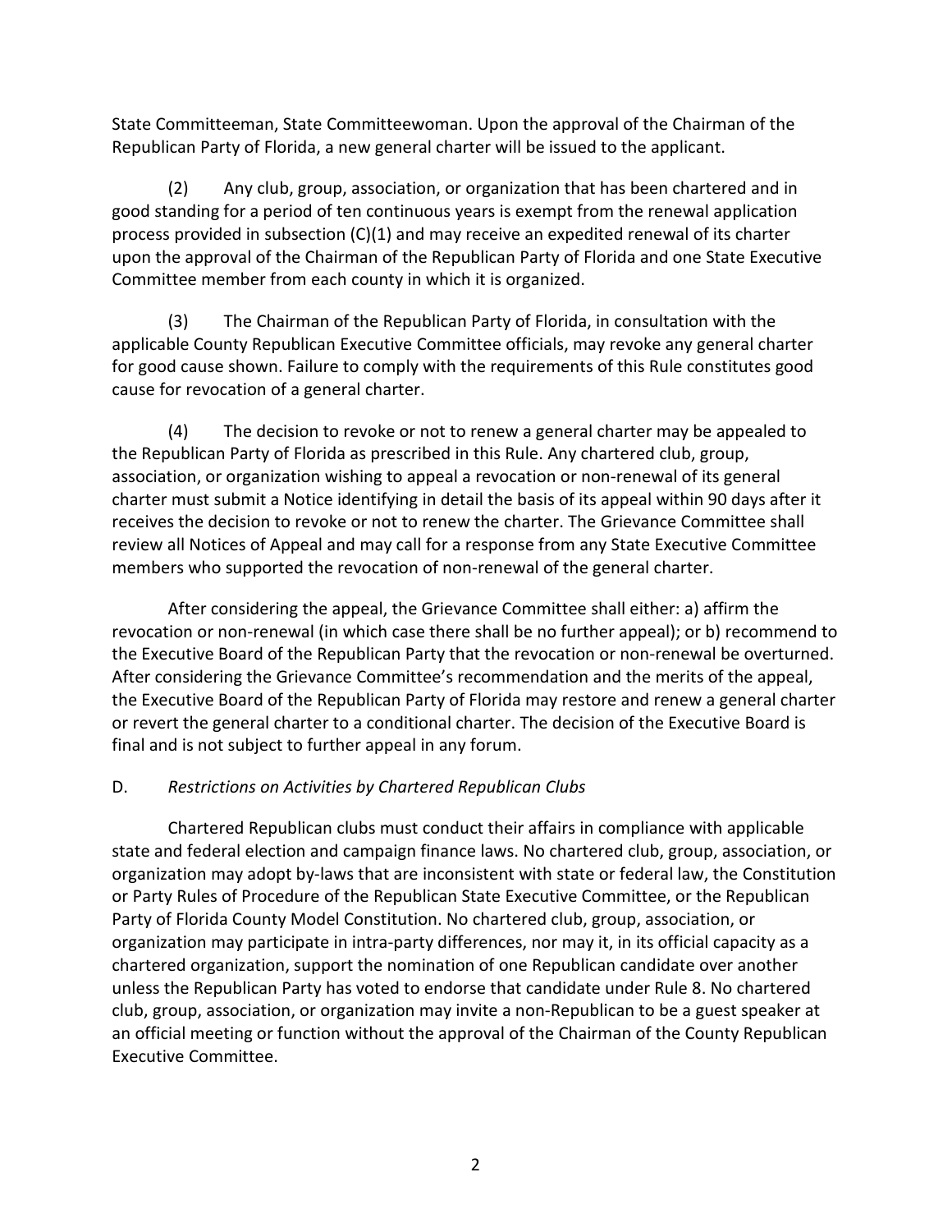State Committeeman, State Committeewoman. Upon the approval of the Chairman of the Republican Party of Florida, a new general charter will be issued to the applicant.

(2) Any club, group, association, or organization that has been chartered and in good standing for a period of ten continuous years is exempt from the renewal application process provided in subsection (C)(1) and may receive an expedited renewal of its charter upon the approval of the Chairman of the Republican Party of Florida and one State Executive Committee member from each county in which it is organized.

(3) The Chairman of the Republican Party of Florida, in consultation with the applicable County Republican Executive Committee officials, may revoke any general charter for good cause shown. Failure to comply with the requirements of this Rule constitutes good cause for revocation of a general charter.

(4) The decision to revoke or not to renew a general charter may be appealed to the Republican Party of Florida as prescribed in this Rule. Any chartered club, group, association, or organization wishing to appeal a revocation or non-renewal of its general charter must submit a Notice identifying in detail the basis of its appeal within 90 days after it receives the decision to revoke or not to renew the charter. The Grievance Committee shall review all Notices of Appeal and may call for a response from any State Executive Committee members who supported the revocation of non-renewal of the general charter.

After considering the appeal, the Grievance Committee shall either: a) affirm the revocation or non-renewal (in which case there shall be no further appeal); or b) recommend to the Executive Board of the Republican Party that the revocation or non-renewal be overturned. After considering the Grievance Committee's recommendation and the merits of the appeal, the Executive Board of the Republican Party of Florida may restore and renew a general charter or revert the general charter to a conditional charter. The decision of the Executive Board is final and is not subject to further appeal in any forum.

D. *Restrictions on Activities by Chartered Republican Clubs*

Chartered Republican clubs must conduct their affairs in compliance with applicable state and federal election and campaign finance laws. No chartered club, group, association, or organization may adopt by-laws that are inconsistent with state or federal law, the Constitution or Party Rules of Procedure of the Republican State Executive Committee, or the Republican Party of Florida County Model Constitution. No chartered club, group, association, or organization may participate in intra-party differences, nor may it, in its official capacity as a chartered organization, support the nomination of one Republican candidate over another unless the Republican Party has voted to endorse that candidate under Rule 8. No chartered club, group, association, or organization may invite a non-Republican to be a guest speaker at an official meeting or function without the approval of the Chairman of the County Republican Executive Committee.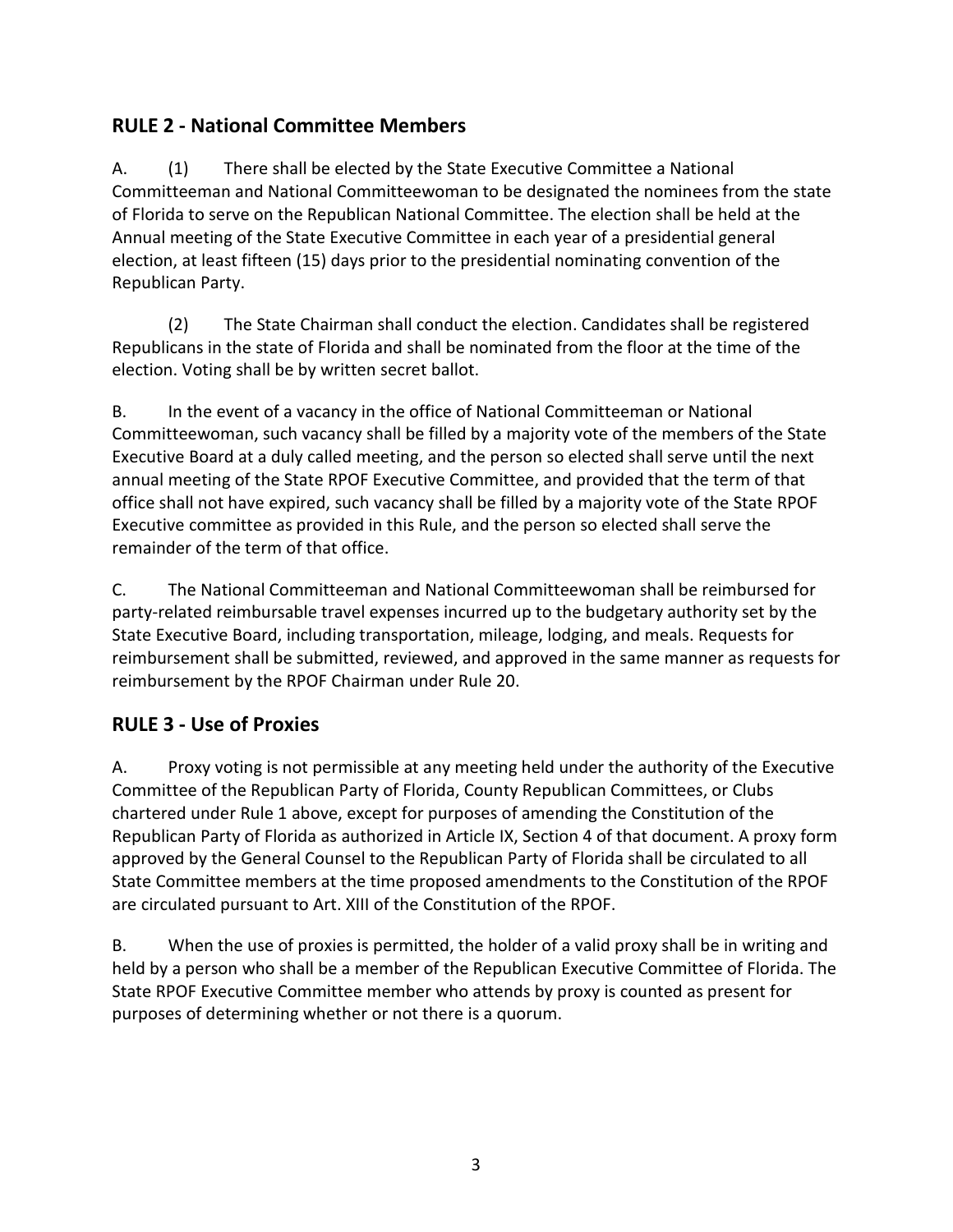## RULE 2 - National Committee Members

A. (1) There shall be elected by the State Executive Committee a National Committeeman and National Committeewoman to be designated the nominees from the state of Florida to serve on the Republican National Committee. The election shall be held at the Annual meeting of the State Executive Committee in each year of a presidential general election, at least fifteen (15) days prior to the presidential nominating convention of the Republican Party.

(2) The State Chairman shall conduct the election. Candidates shall be registered Republicans in the state of Florida and shall be nominated from the floor at the time of the election. Voting shall be by written secret ballot.

B. In the event of a vacancy in the office of National Committeeman or National Committeewoman, such vacancy shall be filled by a majority vote of the members of the State Executive Board at a duly called meeting, and the person so elected shall serve until the next annual meeting of the State RPOF Executive Committee, and provided that the term of that office shall not have expired, such vacancy shall be filled by a majority vote of the State RPOF Executive committee as provided in this Rule, and the person so elected shall serve the remainder of the term of that office.

C. The National Committeeman and National Committeewoman shall be reimbursed for party-related reimbursable travel expenses incurred up to the budgetary authority set by the State Executive Board, including transportation, mileage, lodging, and meals. Requests for reimbursement shall be submitted, reviewed, and approved in the same manner as requests for reimbursement by the RPOF Chairman under Rule 20.

## RULE 3 - Use of Proxies

A. Proxy voting is not permissible at any meeting held under the authority of the Executive Committee of the Republican Party of Florida, County Republican Committees, or Clubs chartered under Rule 1 above, except for purposes of amending the Constitution of the Republican Party of Florida as authorized in Article IX, Section 4 of that document. A proxy form approved by the General Counsel to the Republican Party of Florida shall be circulated to all State Committee members at the time proposed amendments to the Constitution of the RPOF are circulated pursuant to Art. XIII of the Constitution of the RPOF.

B. When the use of proxies is permitted, the holder of a valid proxy shall be in writing and held by a person who shall be a member of the Republican Executive Committee of Florida. The State RPOF Executive Committee member who attends by proxy is counted as present for purposes of determining whether or not there is a quorum.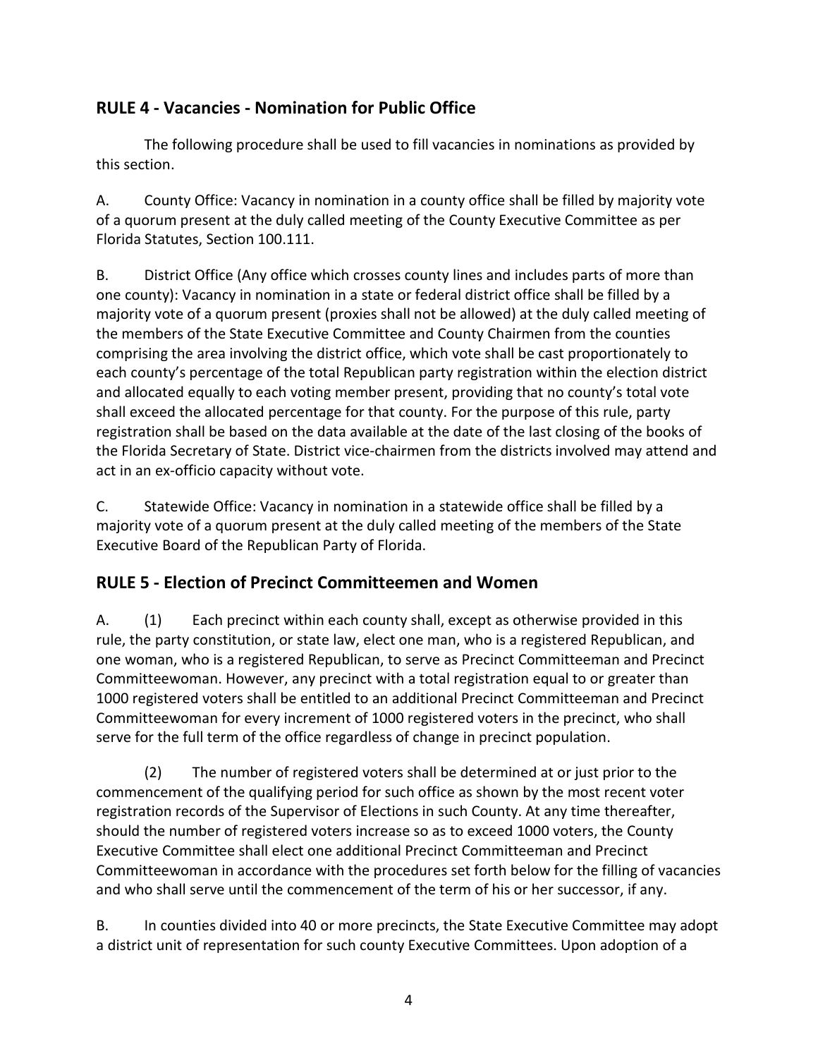## RULE 4 - Vacancies - Nomination for Public Office

The following procedure shall be used to fill vacancies in nominations as provided by this section.

A. County Office: Vacancy in nomination in a county office shall be filled by majority vote of a quorum present at the duly called meeting of the County Executive Committee as per Florida Statutes, Section 100.111.

B. District Office (Any office which crosses county lines and includes parts of more than one county): Vacancy in nomination in a state or federal district office shall be filled by a majority vote of a quorum present (proxies shall not be allowed) at the duly called meeting of the members of the State Executive Committee and County Chairmen from the counties comprising the area involving the district office, which vote shall be cast proportionately to each county's percentage of the total Republican party registration within the election district and allocated equally to each voting member present, providing that no county's total vote shall exceed the allocated percentage for that county. For the purpose of this rule, party registration shall be based on the data available at the date of the last closing of the books of the Florida Secretary of State. District vice-chairmen from the districts involved may attend and act in an ex-officio capacity without vote.

C. Statewide Office: Vacancy in nomination in a statewide office shall be filled by a majority vote of a quorum present at the duly called meeting of the members of the State Executive Board of the Republican Party of Florida.

## RULE 5 - Election of Precinct Committeemen and Women

A. (1) Each precinct within each county shall, except as otherwise provided in this rule, the party constitution, or state law, elect one man, who is a registered Republican, and one woman, who is a registered Republican, to serve as Precinct Committeeman and Precinct Committeewoman. However, any precinct with a total registration equal to or greater than 1000 registered voters shall be entitled to an additional Precinct Committeeman and Precinct Committeewoman for every increment of 1000 registered voters in the precinct, who shall serve for the full term of the office regardless of change in precinct population.

(2) The number of registered voters shall be determined at or just prior to the commencement of the qualifying period for such office as shown by the most recent voter registration records of the Supervisor of Elections in such County. At any time thereafter, should the number of registered voters increase so as to exceed 1000 voters, the County Executive Committee shall elect one additional Precinct Committeeman and Precinct Committeewoman in accordance with the procedures set forth below for the filling of vacancies and who shall serve until the commencement of the term of his or her successor, if any.

B. In counties divided into 40 or more precincts, the State Executive Committee may adopt a district unit of representation for such county Executive Committees. Upon adoption of a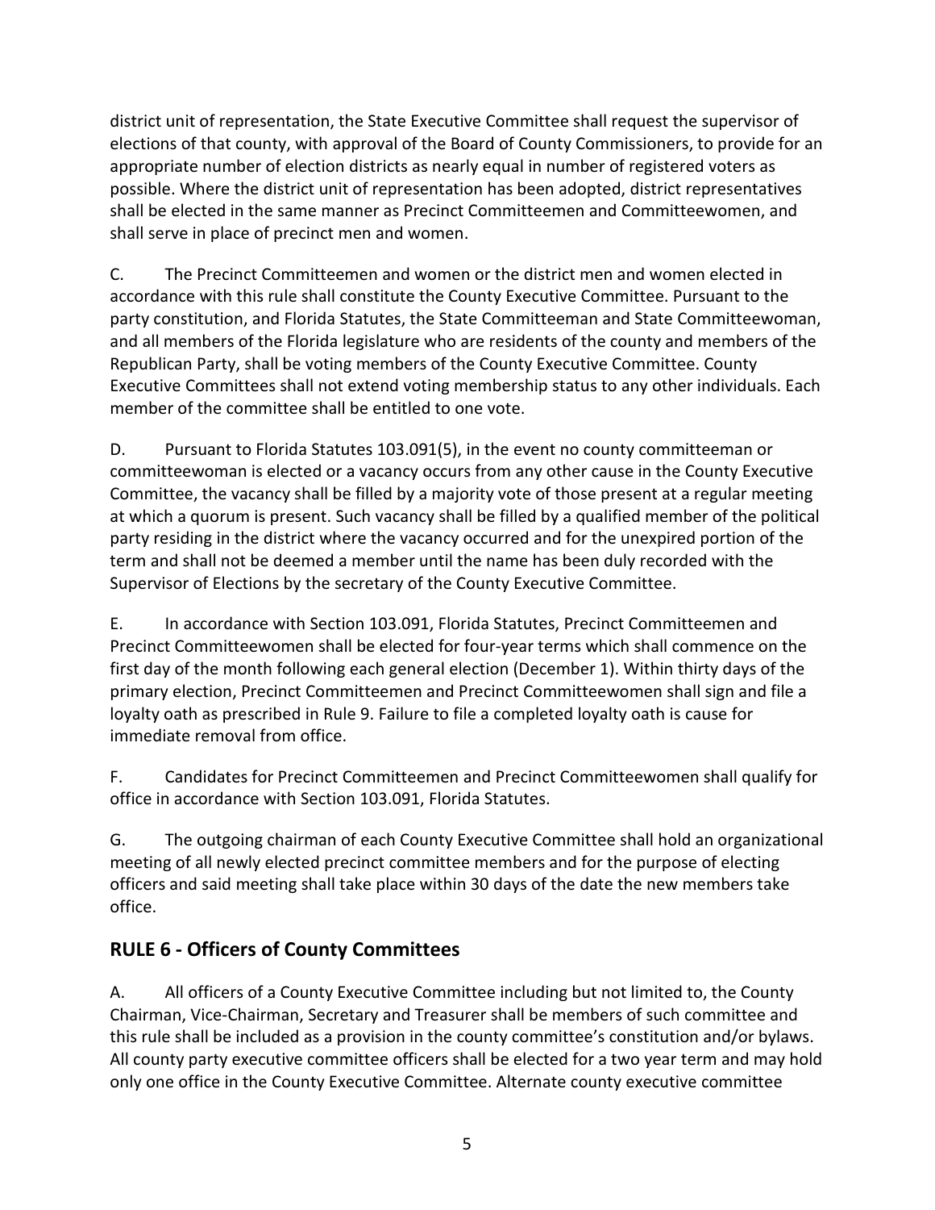district unit of representation, the State Executive Committee shall request the supervisor of elections of that county, with approval of the Board of County Commissioners, to provide for an appropriate number of election districts as nearly equal in number of registered voters as possible. Where the district unit of representation has been adopted, district representatives shall be elected in the same manner as Precinct Committeemen and Committeewomen, and shall serve in place of precinct men and women.

C. The Precinct Committeemen and women or the district men and women elected in accordance with this rule shall constitute the County Executive Committee. Pursuant to the party constitution, and Florida Statutes, the State Committeeman and State Committeewoman, and all members of the Florida legislature who are residents of the county and members of the Republican Party, shall be voting members of the County Executive Committee. County Executive Committees shall not extend voting membership status to any other individuals. Each member of the committee shall be entitled to one vote.

D. Pursuant to Florida Statutes 103.091(5), in the event no county committeeman or committeewoman is elected or a vacancy occurs from any other cause in the County Executive Committee, the vacancy shall be filled by a majority vote of those present at a regular meeting at which a quorum is present. Such vacancy shall be filled by a qualified member of the political party residing in the district where the vacancy occurred and for the unexpired portion of the term and shall not be deemed a member until the name has been duly recorded with the Supervisor of Elections by the secretary of the County Executive Committee.

E. In accordance with Section 103.091, Florida Statutes, Precinct Committeemen and Precinct Committeewomen shall be elected for four-year terms which shall commence on the first day of the month following each general election (December 1). Within thirty days of the primary election, Precinct Committeemen and Precinct Committeewomen shall sign and file a loyalty oath as prescribed in Rule 9. Failure to file a completed loyalty oath is cause for immediate removal from office.

F. Candidates for Precinct Committeemen and Precinct Committeewomen shall qualify for office in accordance with Section 103.091, Florida Statutes.

G. The outgoing chairman of each County Executive Committee shall hold an organizational meeting of all newly elected precinct committee members and for the purpose of electing officers and said meeting shall take place within 30 days of the date the new members take office.

## RULE 6 - Officers of County Committees

A. All officers of a County Executive Committee including but not limited to, the County Chairman, Vice-Chairman, Secretary and Treasurer shall be members of such committee and this rule shall be included as a provision in the county committee's constitution and/or bylaws. All county party executive committee officers shall be elected for a two year term and may hold only one office in the County Executive Committee. Alternate county executive committee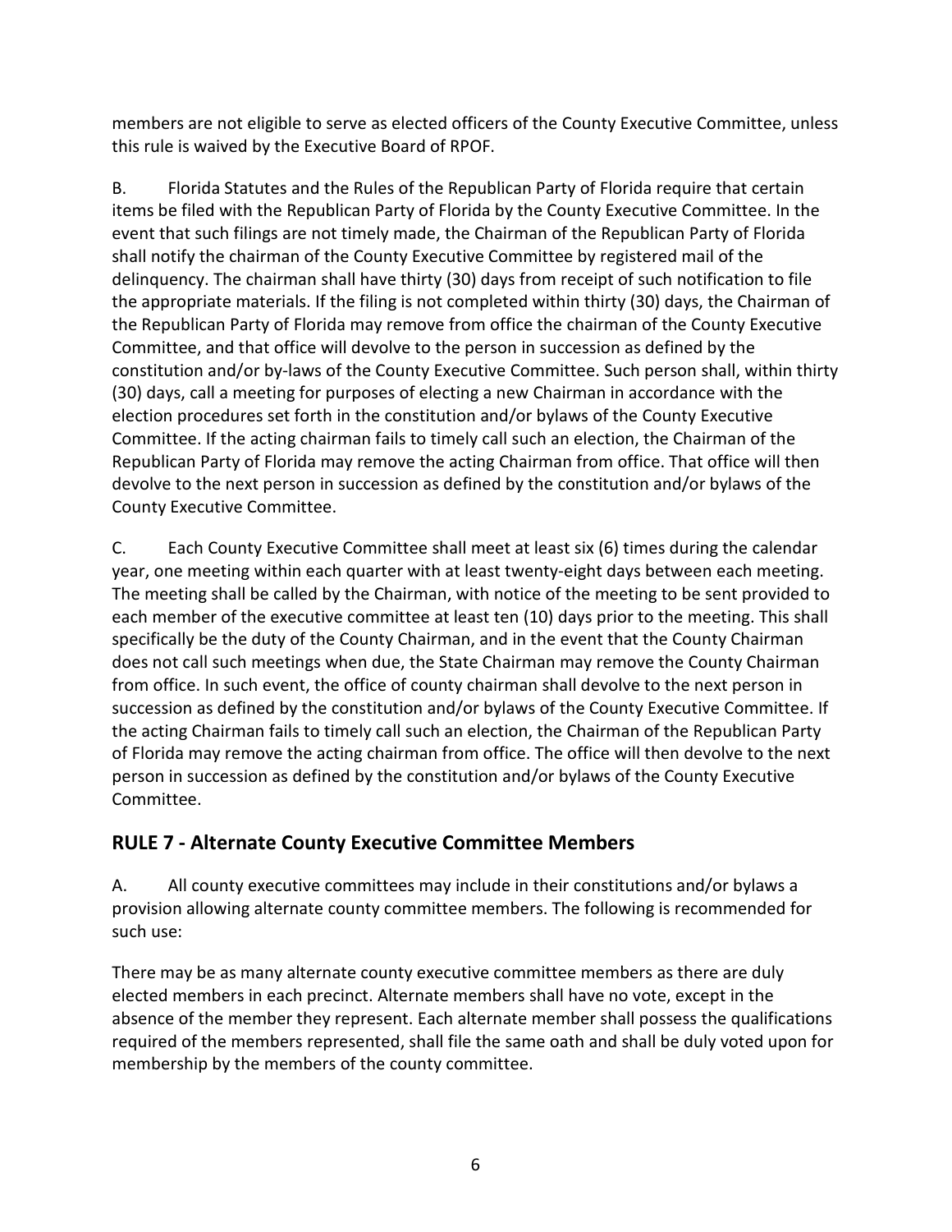members are not eligible to serve as elected officers of the County Executive Committee, unless this rule is waived by the Executive Board of RPOF.

B. Florida Statutes and the Rules of the Republican Party of Florida require that certain items be filed with the Republican Party of Florida by the County Executive Committee. In the event that such filings are not timely made, the Chairman of the Republican Party of Florida shall notify the chairman of the County Executive Committee by registered mail of the delinquency. The chairman shall have thirty (30) days from receipt of such notification to file the appropriate materials. If the filing is not completed within thirty (30) days, the Chairman of the Republican Party of Florida may remove from office the chairman of the County Executive Committee, and that office will devolve to the person in succession as defined by the constitution and/or by-laws of the County Executive Committee. Such person shall, within thirty (30) days, call a meeting for purposes of electing a new Chairman in accordance with the election procedures set forth in the constitution and/or bylaws of the County Executive Committee. If the acting chairman fails to timely call such an election, the Chairman of the Republican Party of Florida may remove the acting Chairman from office. That office will then devolve to the next person in succession as defined by the constitution and/or bylaws of the County Executive Committee.

C. Each County Executive Committee shall meet at least six (6) times during the calendar year, one meeting within each quarter with at least twenty-eight days between each meeting. The meeting shall be called by the Chairman, with notice of the meeting to be sent provided to each member of the executive committee at least ten (10) days prior to the meeting. This shall specifically be the duty of the County Chairman, and in the event that the County Chairman does not call such meetings when due, the State Chairman may remove the County Chairman from office. In such event, the office of county chairman shall devolve to the next person in succession as defined by the constitution and/or bylaws of the County Executive Committee. If the acting Chairman fails to timely call such an election, the Chairman of the Republican Party of Florida may remove the acting chairman from office. The office will then devolve to the next person in succession as defined by the constitution and/or bylaws of the County Executive Committee.

## RULE 7 - Alternate County Executive Committee Members

A. All county executive committees may include in their constitutions and/or bylaws a provision allowing alternate county committee members. The following is recommended for such use:

There may be as many alternate county executive committee members as there are duly elected members in each precinct. Alternate members shall have no vote, except in the absence of the member they represent. Each alternate member shall possess the qualifications required of the members represented, shall file the same oath and shall be duly voted upon for membership by the members of the county committee.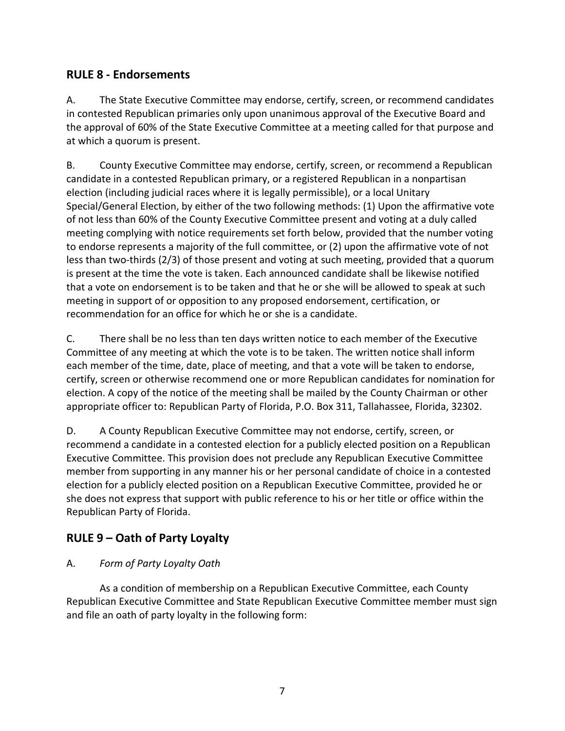## RULE 8 - Endorsements

A. The State Executive Committee may endorse, certify, screen, or recommend candidates in contested Republican primaries only upon unanimous approval of the Executive Board and the approval of 60% of the State Executive Committee at a meeting called for that purpose and at which a quorum is present.

B. County Executive Committee may endorse, certify, screen, or recommend a Republican candidate in a contested Republican primary, or a registered Republican in a nonpartisan election (including judicial races where it is legally permissible), or a local Unitary Special/General Election, by either of the two following methods: (1) Upon the affirmative vote of not less than 60% of the County Executive Committee present and voting at a duly called meeting complying with notice requirements set forth below, provided that the number voting to endorse represents a majority of the full committee, or (2) upon the affirmative vote of not less than two-thirds (2/3) of those present and voting at such meeting, provided that a quorum is present at the time the vote is taken. Each announced candidate shall be likewise notified that a vote on endorsement is to be taken and that he or she will be allowed to speak at such meeting in support of or opposition to any proposed endorsement, certification, or recommendation for an office for which he or she is a candidate.

C. There shall be no less than ten days written notice to each member of the Executive Committee of any meeting at which the vote is to be taken. The written notice shall inform each member of the time, date, place of meeting, and that a vote will be taken to endorse, certify, screen or otherwise recommend one or more Republican candidates for nomination for election. A copy of the notice of the meeting shall be mailed by the County Chairman or other appropriate officer to: Republican Party of Florida, P.O. Box 311, Tallahassee, Florida, 32302.

D. A County Republican Executive Committee may not endorse, certify, screen, or recommend a candidate in a contested election for a publicly elected position on a Republican Executive Committee. This provision does not preclude any Republican Executive Committee member from supporting in any manner his or her personal candidate of choice in a contested election for a publicly elected position on a Republican Executive Committee, provided he or she does not express that support with public reference to his or her title or office within the Republican Party of Florida.

## RULE 9 – Oath of Party Loyalty

A. *Form of Party Loyalty Oath*

As a condition of membership on a Republican Executive Committee, each County Republican Executive Committee and State Republican Executive Committee member must sign and file an oath of party loyalty in the following form: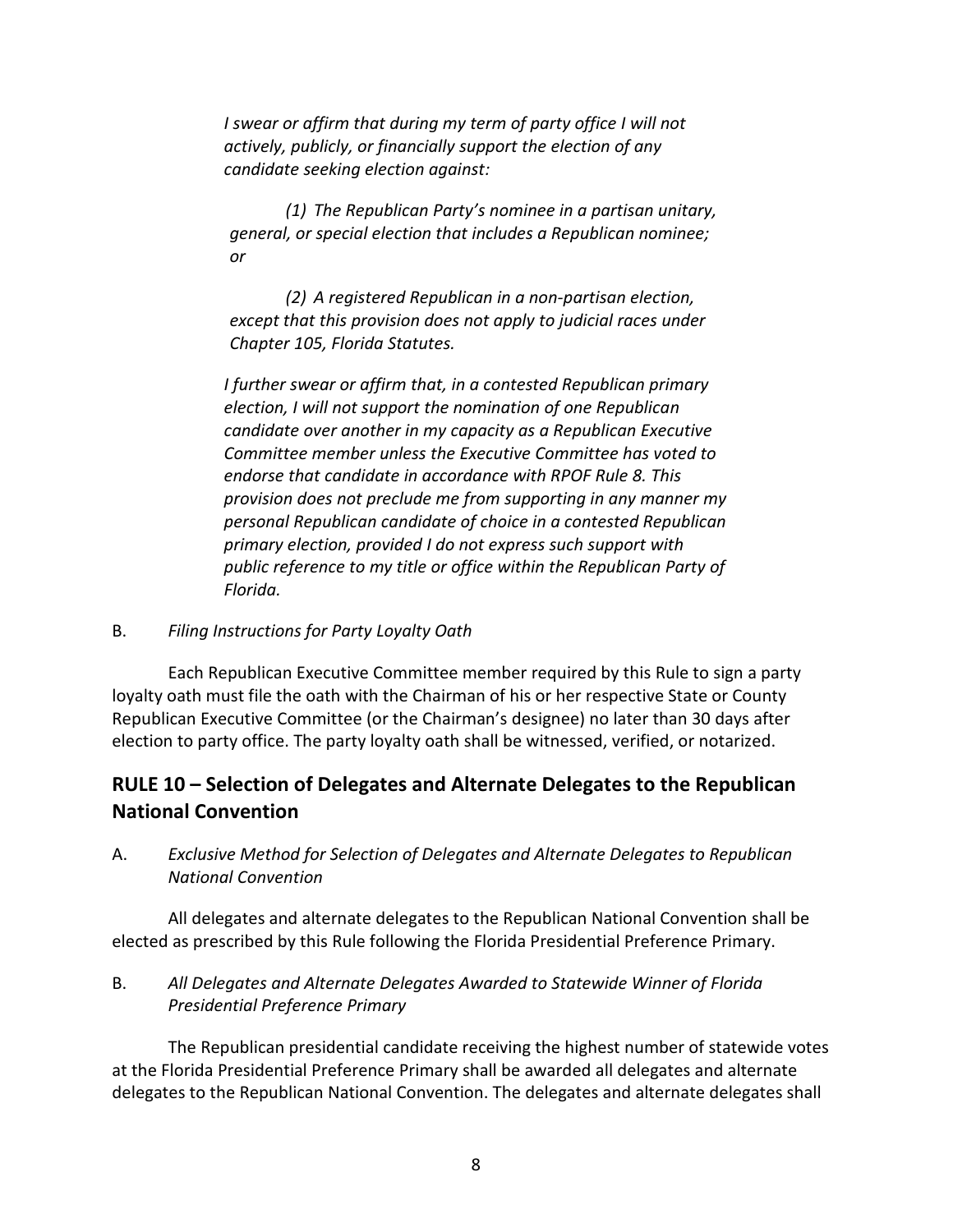*I swear or affirm that during my term of party office I will not actively, publicly, or financially support the election of any candidate seeking election against:*

*(1) The Republican Party's nominee in a partisan unitary, general, or special election that includes a Republican nominee; or*

*(2) A registered Republican in a non-partisan election, except that this provision does not apply to judicial races under Chapter 105, Florida Statutes.*

*I further swear or affirm that, in a contested Republican primary election, I will not support the nomination of one Republican candidate over another in my capacity as a Republican Executive Committee member unless the Executive Committee has voted to endorse that candidate in accordance with RPOF Rule 8. This provision does not preclude me from supporting in any manner my personal Republican candidate of choice in a contested Republican primary election, provided I do not express such support with public reference to my title or office within the Republican Party of Florida.*

B. *Filing Instructions for Party Loyalty Oath*

Each Republican Executive Committee member required by this Rule to sign a party loyalty oath must file the oath with the Chairman of his or her respective State or County Republican Executive Committee (or the Chairman's designee) no later than 30 days after election to party office. The party loyalty oath shall be witnessed, verified, or notarized.

## RULE 10 – Selection of Delegates and Alternate Delegates to the Republican National Convention

A. *Exclusive Method for Selection of Delegates and Alternate Delegates to Republican National Convention*

All delegates and alternate delegates to the Republican National Convention shall be elected as prescribed by this Rule following the Florida Presidential Preference Primary.

B. *All Delegates and Alternate Delegates Awarded to Statewide Winner of Florida Presidential Preference Primary*

The Republican presidential candidate receiving the highest number of statewide votes at the Florida Presidential Preference Primary shall be awarded all delegates and alternate delegates to the Republican National Convention. The delegates and alternate delegates shall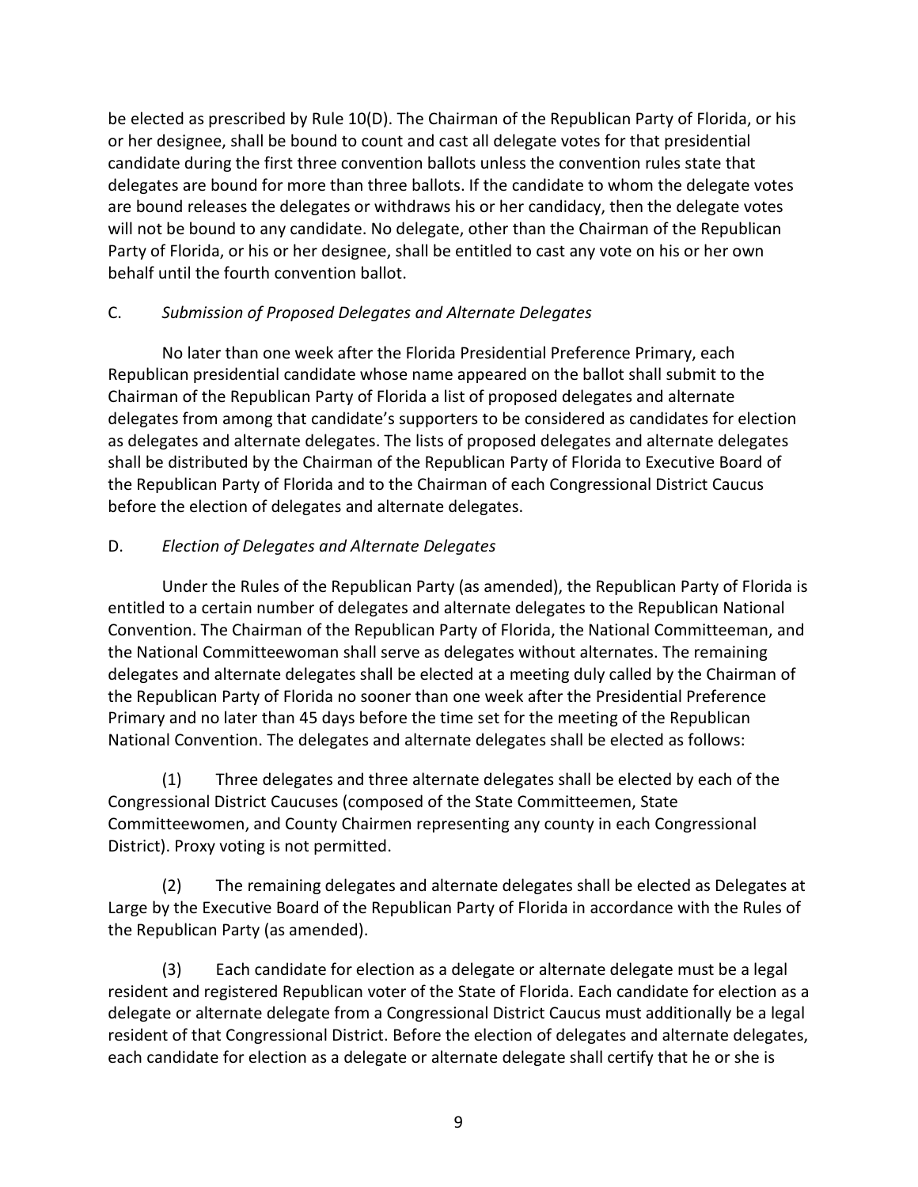be elected as prescribed by Rule 10(D). The Chairman of the Republican Party of Florida, or his or her designee, shall be bound to count and cast all delegate votes for that presidential candidate during the first three convention ballots unless the convention rules state that delegates are bound for more than three ballots. If the candidate to whom the delegate votes are bound releases the delegates or withdraws his or her candidacy, then the delegate votes will not be bound to any candidate. No delegate, other than the Chairman of the Republican Party of Florida, or his or her designee, shall be entitled to cast any vote on his or her own behalf until the fourth convention ballot.

C. *Submission of Proposed Delegates and Alternate Delegates*

No later than one week after the Florida Presidential Preference Primary, each Republican presidential candidate whose name appeared on the ballot shall submit to the Chairman of the Republican Party of Florida a list of proposed delegates and alternate delegates from among that candidate's supporters to be considered as candidates for election as delegates and alternate delegates. The lists of proposed delegates and alternate delegates shall be distributed by the Chairman of the Republican Party of Florida to Executive Board of the Republican Party of Florida and to the Chairman of each Congressional District Caucus before the election of delegates and alternate delegates.

D. *Election of Delegates and Alternate Delegates*

Under the Rules of the Republican Party (as amended), the Republican Party of Florida is entitled to a certain number of delegates and alternate delegates to the Republican National Convention. The Chairman of the Republican Party of Florida, the National Committeeman, and the National Committeewoman shall serve as delegates without alternates. The remaining delegates and alternate delegates shall be elected at a meeting duly called by the Chairman of the Republican Party of Florida no sooner than one week after the Presidential Preference Primary and no later than 45 days before the time set for the meeting of the Republican National Convention. The delegates and alternate delegates shall be elected as follows:

(1) Three delegates and three alternate delegates shall be elected by each of the Congressional District Caucuses (composed of the State Committeemen, State Committeewomen, and County Chairmen representing any county in each Congressional District). Proxy voting is not permitted.

(2) The remaining delegates and alternate delegates shall be elected as Delegates at Large by the Executive Board of the Republican Party of Florida in accordance with the Rules of the Republican Party (as amended).

(3) Each candidate for election as a delegate or alternate delegate must be a legal resident and registered Republican voter of the State of Florida. Each candidate for election as a delegate or alternate delegate from a Congressional District Caucus must additionally be a legal resident of that Congressional District. Before the election of delegates and alternate delegates, each candidate for election as a delegate or alternate delegate shall certify that he or she is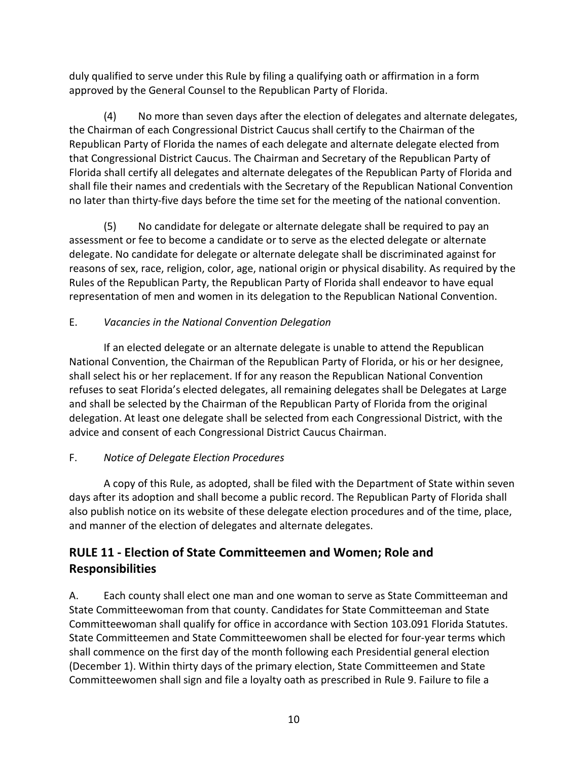duly qualified to serve under this Rule by filing a qualifying oath or affirmation in a form approved by the General Counsel to the Republican Party of Florida.

(4) No more than seven days after the election of delegates and alternate delegates, the Chairman of each Congressional District Caucus shall certify to the Chairman of the Republican Party of Florida the names of each delegate and alternate delegate elected from that Congressional District Caucus. The Chairman and Secretary of the Republican Party of Florida shall certify all delegates and alternate delegates of the Republican Party of Florida and shall file their names and credentials with the Secretary of the Republican National Convention no later than thirty-five days before the time set for the meeting of the national convention.

(5) No candidate for delegate or alternate delegate shall be required to pay an assessment or fee to become a candidate or to serve as the elected delegate or alternate delegate. No candidate for delegate or alternate delegate shall be discriminated against for reasons of sex, race, religion, color, age, national origin or physical disability. As required by the Rules of the Republican Party, the Republican Party of Florida shall endeavor to have equal representation of men and women in its delegation to the Republican National Convention.

E. *Vacancies in the National Convention Delegation*

If an elected delegate or an alternate delegate is unable to attend the Republican National Convention, the Chairman of the Republican Party of Florida, or his or her designee, shall select his or her replacement. If for any reason the Republican National Convention refuses to seat Florida's elected delegates, all remaining delegates shall be Delegates at Large and shall be selected by the Chairman of the Republican Party of Florida from the original delegation. At least one delegate shall be selected from each Congressional District, with the advice and consent of each Congressional District Caucus Chairman.

F. *Notice of Delegate Election Procedures*

A copy of this Rule, as adopted, shall be filed with the Department of State within seven days after its adoption and shall become a public record. The Republican Party of Florida shall also publish notice on its website of these delegate election procedures and of the time, place, and manner of the election of delegates and alternate delegates.

## RULE 11 - Election of State Committeemen and Women; Role and Responsibilities

A. Each county shall elect one man and one woman to serve as State Committeeman and State Committeewoman from that county. Candidates for State Committeeman and State Committeewoman shall qualify for office in accordance with Section 103.091 Florida Statutes. State Committeemen and State Committeewomen shall be elected for four-year terms which shall commence on the first day of the month following each Presidential general election (December 1). Within thirty days of the primary election, State Committeemen and State Committeewomen shall sign and file a loyalty oath as prescribed in Rule 9. Failure to file a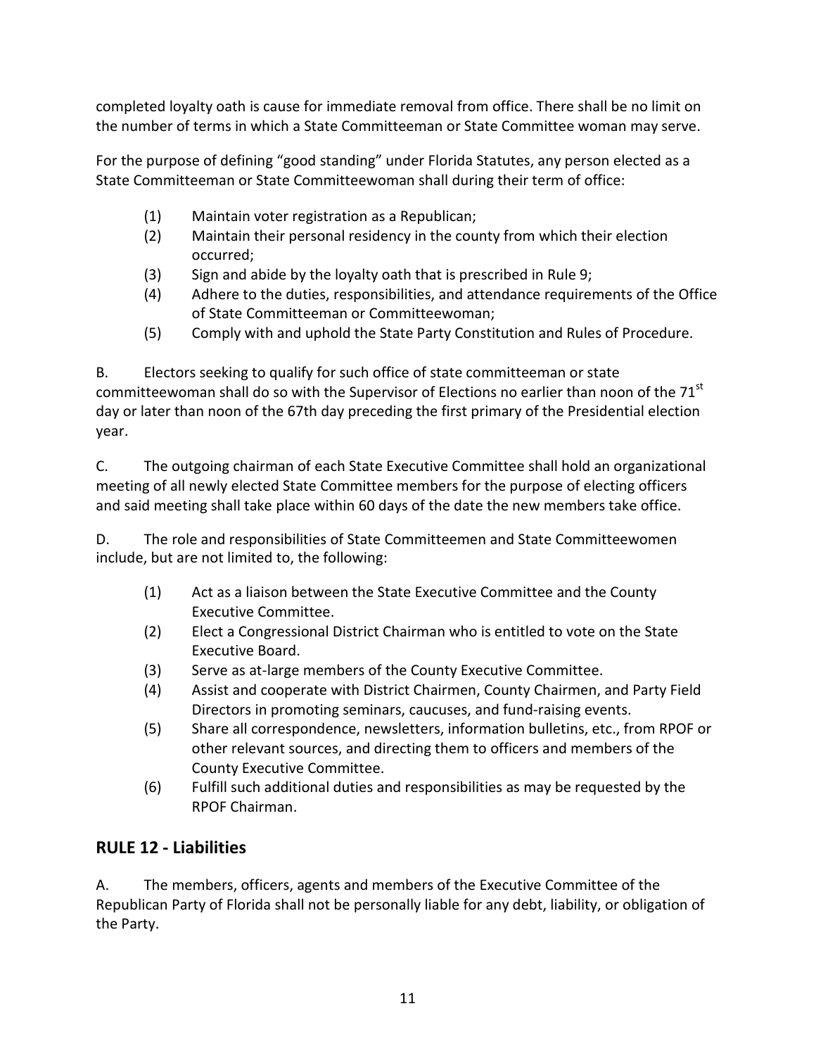completed loyalty oath is cause for immediate removal from office. There shall be no limit on the number of terms in which a State Committeeman or State Committee woman may serve.

For the purpose of defining "good standing" under Florida Statutes, any person elected as a State Committeeman or State Committeewoman shall during their term of office:

(1) Maintain voter registration as a Republican;
(2) Maintain their personal residency in the county from which their election occurred;
(3) Sign and abide by the loyalty oath that is prescribed in Rule 9;
(4) Adhere to the duties, responsibilities, and attendance requirements of the Office of State Committeeman or Committeewoman;
(5) Comply with and uphold the State Party Constitution and Rules of Procedure.

B. Electors seeking to qualify for such office of state committeeman or state committeewoman shall do so with the Supervisor of Elections no earlier than noon of the 71st day or later than noon of the 67th day preceding the first primary of the Presidential election year.

C. The outgoing chairman of each State Executive Committee shall hold an organizational meeting of all newly elected State Committee members for the purpose of electing officers and said meeting shall take place within 60 days of the date the new members take office.

D. The role and responsibilities of State Committeemen and State Committeewomen include, but are not limited to, the following:

(1) Act as a liaison between the State Executive Committee and the County Executive Committee.
(2) Elect a Congressional District Chairman who is entitled to vote on the State Executive Board.
(3) Serve as at-large members of the County Executive Committee.
(4) Assist and cooperate with District Chairmen, County Chairmen, and Party Field Directors in promoting seminars, caucuses, and fund-raising events.
(5) Share all correspondence, newsletters, information bulletins, etc., from RPOF or other relevant sources, and directing them to officers and members of the County Executive Committee.
(6) Fulfill such additional duties and responsibilities as may be requested by the RPOF Chairman.

## RULE 12 - Liabilities

A. The members, officers, agents and members of the Executive Committee of the Republican Party of Florida shall not be personally liable for any debt, liability, or obligation of the Party.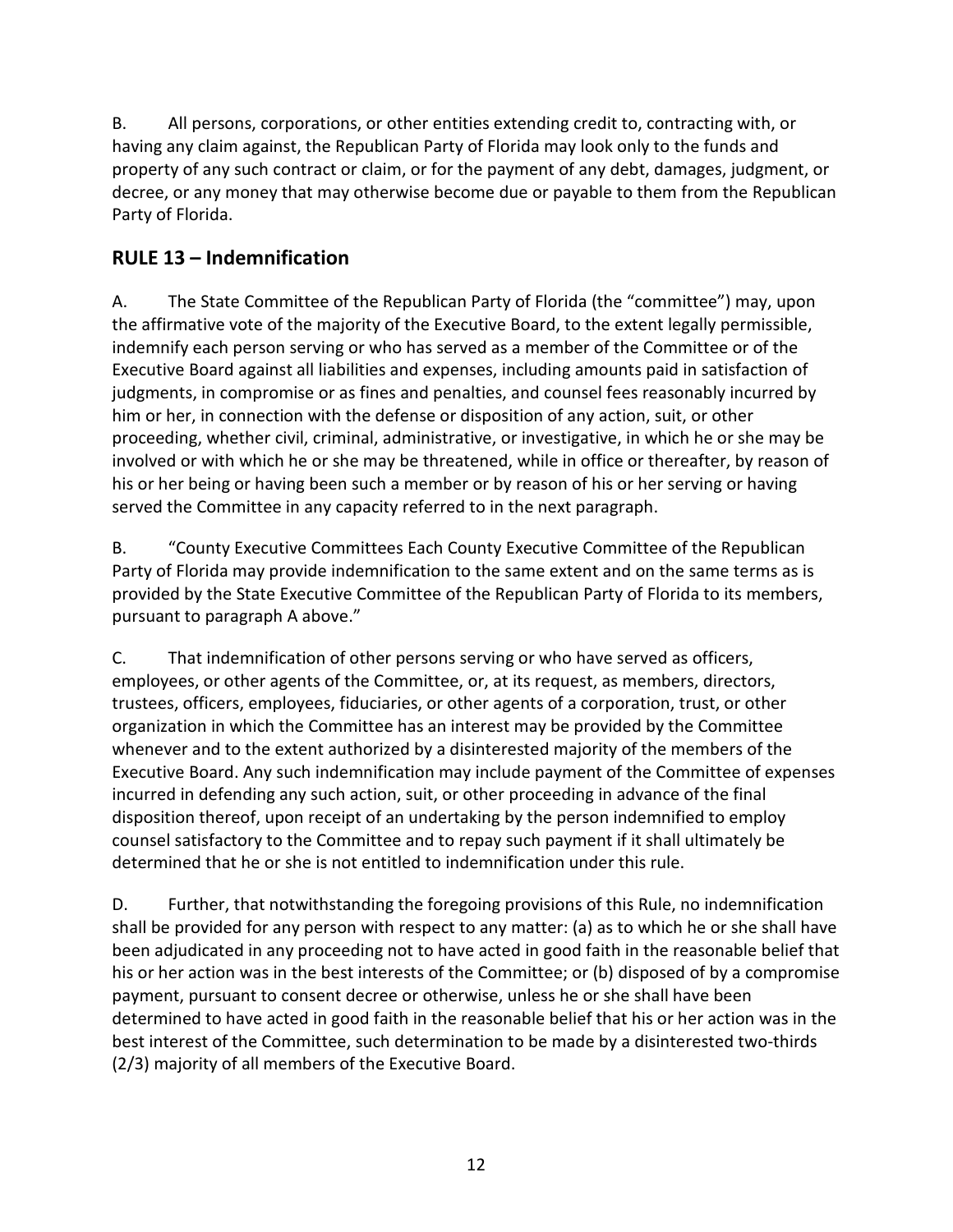B. All persons, corporations, or other entities extending credit to, contracting with, or having any claim against, the Republican Party of Florida may look only to the funds and property of any such contract or claim, or for the payment of any debt, damages, judgment, or decree, or any money that may otherwise become due or payable to them from the Republican Party of Florida.

## RULE 13 – Indemnification

A. The State Committee of the Republican Party of Florida (the "committee") may, upon the affirmative vote of the majority of the Executive Board, to the extent legally permissible, indemnify each person serving or who has served as a member of the Committee or of the Executive Board against all liabilities and expenses, including amounts paid in satisfaction of judgments, in compromise or as fines and penalties, and counsel fees reasonably incurred by him or her, in connection with the defense or disposition of any action, suit, or other proceeding, whether civil, criminal, administrative, or investigative, in which he or she may be involved or with which he or she may be threatened, while in office or thereafter, by reason of his or her being or having been such a member or by reason of his or her serving or having served the Committee in any capacity referred to in the next paragraph.

B. "County Executive Committees Each County Executive Committee of the Republican Party of Florida may provide indemnification to the same extent and on the same terms as is provided by the State Executive Committee of the Republican Party of Florida to its members, pursuant to paragraph A above."

C. That indemnification of other persons serving or who have served as officers, employees, or other agents of the Committee, or, at its request, as members, directors, trustees, officers, employees, fiduciaries, or other agents of a corporation, trust, or other organization in which the Committee has an interest may be provided by the Committee whenever and to the extent authorized by a disinterested majority of the members of the Executive Board. Any such indemnification may include payment of the Committee of expenses incurred in defending any such action, suit, or other proceeding in advance of the final disposition thereof, upon receipt of an undertaking by the person indemnified to employ counsel satisfactory to the Committee and to repay such payment if it shall ultimately be determined that he or she is not entitled to indemnification under this rule.

D. Further, that notwithstanding the foregoing provisions of this Rule, no indemnification shall be provided for any person with respect to any matter: (a) as to which he or she shall have been adjudicated in any proceeding not to have acted in good faith in the reasonable belief that his or her action was in the best interests of the Committee; or (b) disposed of by a compromise payment, pursuant to consent decree or otherwise, unless he or she shall have been determined to have acted in good faith in the reasonable belief that his or her action was in the best interest of the Committee, such determination to be made by a disinterested two-thirds (2/3) majority of all members of the Executive Board.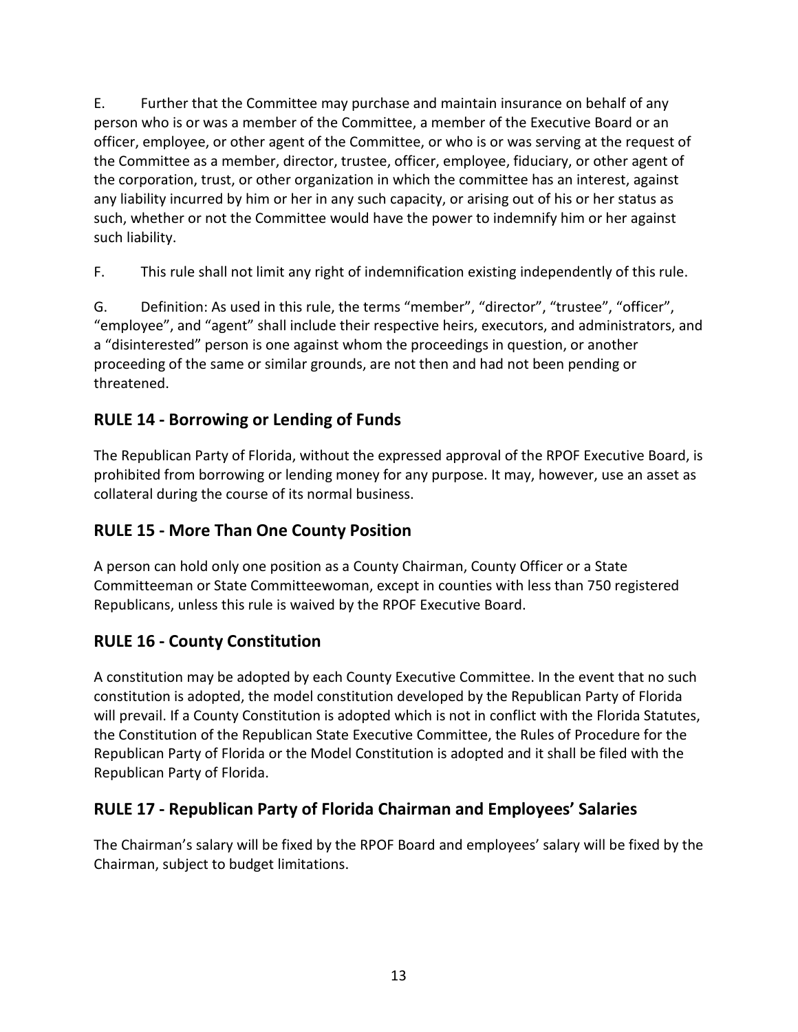E. Further that the Committee may purchase and maintain insurance on behalf of any person who is or was a member of the Committee, a member of the Executive Board or an officer, employee, or other agent of the Committee, or who is or was serving at the request of the Committee as a member, director, trustee, officer, employee, fiduciary, or other agent of the corporation, trust, or other organization in which the committee has an interest, against any liability incurred by him or her in any such capacity, or arising out of his or her status as such, whether or not the Committee would have the power to indemnify him or her against such liability.

F. This rule shall not limit any right of indemnification existing independently of this rule.

G. Definition: As used in this rule, the terms "member", "director", "trustee", "officer", "employee", and "agent" shall include their respective heirs, executors, and administrators, and a "disinterested" person is one against whom the proceedings in question, or another proceeding of the same or similar grounds, are not then and had not been pending or threatened.

## RULE 14 - Borrowing or Lending of Funds

The Republican Party of Florida, without the expressed approval of the RPOF Executive Board, is prohibited from borrowing or lending money for any purpose. It may, however, use an asset as collateral during the course of its normal business.

## RULE 15 - More Than One County Position

A person can hold only one position as a County Chairman, County Officer or a State Committeeman or State Committeewoman, except in counties with less than 750 registered Republicans, unless this rule is waived by the RPOF Executive Board.

## RULE 16 - County Constitution

A constitution may be adopted by each County Executive Committee. In the event that no such constitution is adopted, the model constitution developed by the Republican Party of Florida will prevail. If a County Constitution is adopted which is not in conflict with the Florida Statutes, the Constitution of the Republican State Executive Committee, the Rules of Procedure for the Republican Party of Florida or the Model Constitution is adopted and it shall be filed with the Republican Party of Florida.

## RULE 17 - Republican Party of Florida Chairman and Employees' Salaries

The Chairman's salary will be fixed by the RPOF Board and employees' salary will be fixed by the Chairman, subject to budget limitations.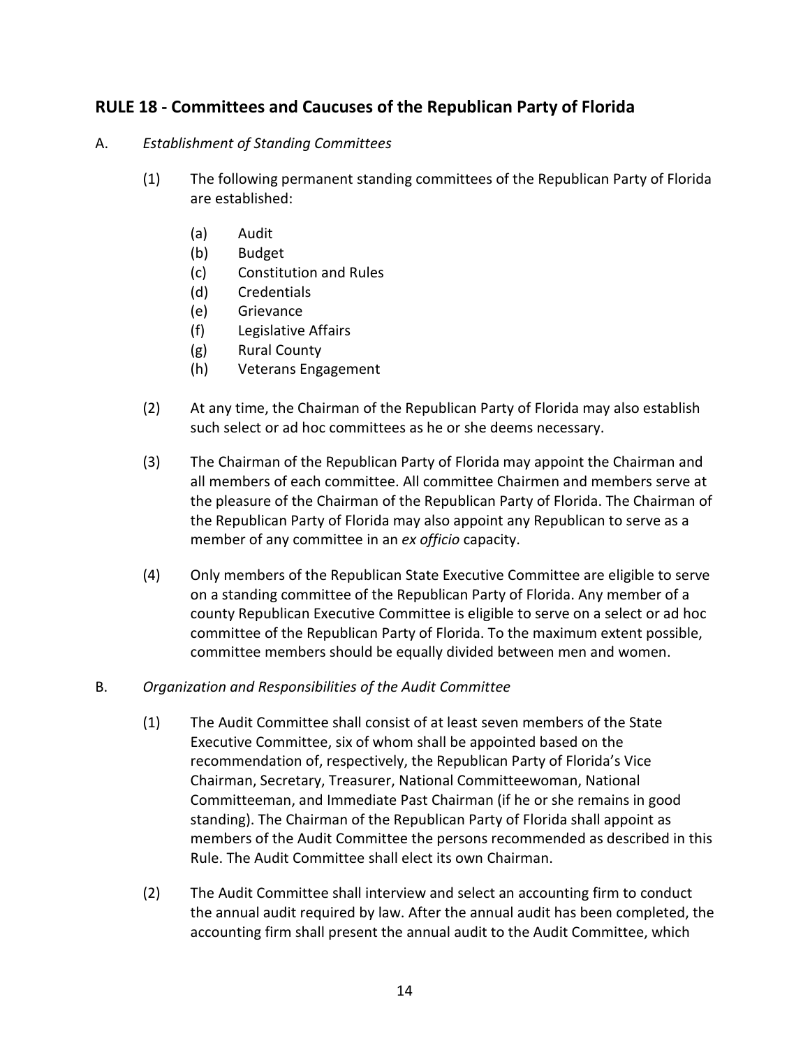## RULE 18 - Committees and Caucuses of the Republican Party of Florida

A. *Establishment of Standing Committees*

(1) The following permanent standing committees of the Republican Party of Florida are established:

(a) Audit
(b) Budget
(c) Constitution and Rules
(d) Credentials
(e) Grievance
(f) Legislative Affairs
(g) Rural County
(h) Veterans Engagement

(2) At any time, the Chairman of the Republican Party of Florida may also establish such select or ad hoc committees as he or she deems necessary.

(3) The Chairman of the Republican Party of Florida may appoint the Chairman and all members of each committee. All committee Chairmen and members serve at the pleasure of the Chairman of the Republican Party of Florida. The Chairman of the Republican Party of Florida may also appoint any Republican to serve as a member of any committee in an *ex officio* capacity.

(4) Only members of the Republican State Executive Committee are eligible to serve on a standing committee of the Republican Party of Florida. Any member of a county Republican Executive Committee is eligible to serve on a select or ad hoc committee of the Republican Party of Florida. To the maximum extent possible, committee members should be equally divided between men and women.

B. *Organization and Responsibilities of the Audit Committee*

(1) The Audit Committee shall consist of at least seven members of the State Executive Committee, six of whom shall be appointed based on the recommendation of, respectively, the Republican Party of Florida's Vice Chairman, Secretary, Treasurer, National Committeewoman, National Committeeman, and Immediate Past Chairman (if he or she remains in good standing). The Chairman of the Republican Party of Florida shall appoint as members of the Audit Committee the persons recommended as described in this Rule. The Audit Committee shall elect its own Chairman.

(2) The Audit Committee shall interview and select an accounting firm to conduct the annual audit required by law. After the annual audit has been completed, the accounting firm shall present the annual audit to the Audit Committee, which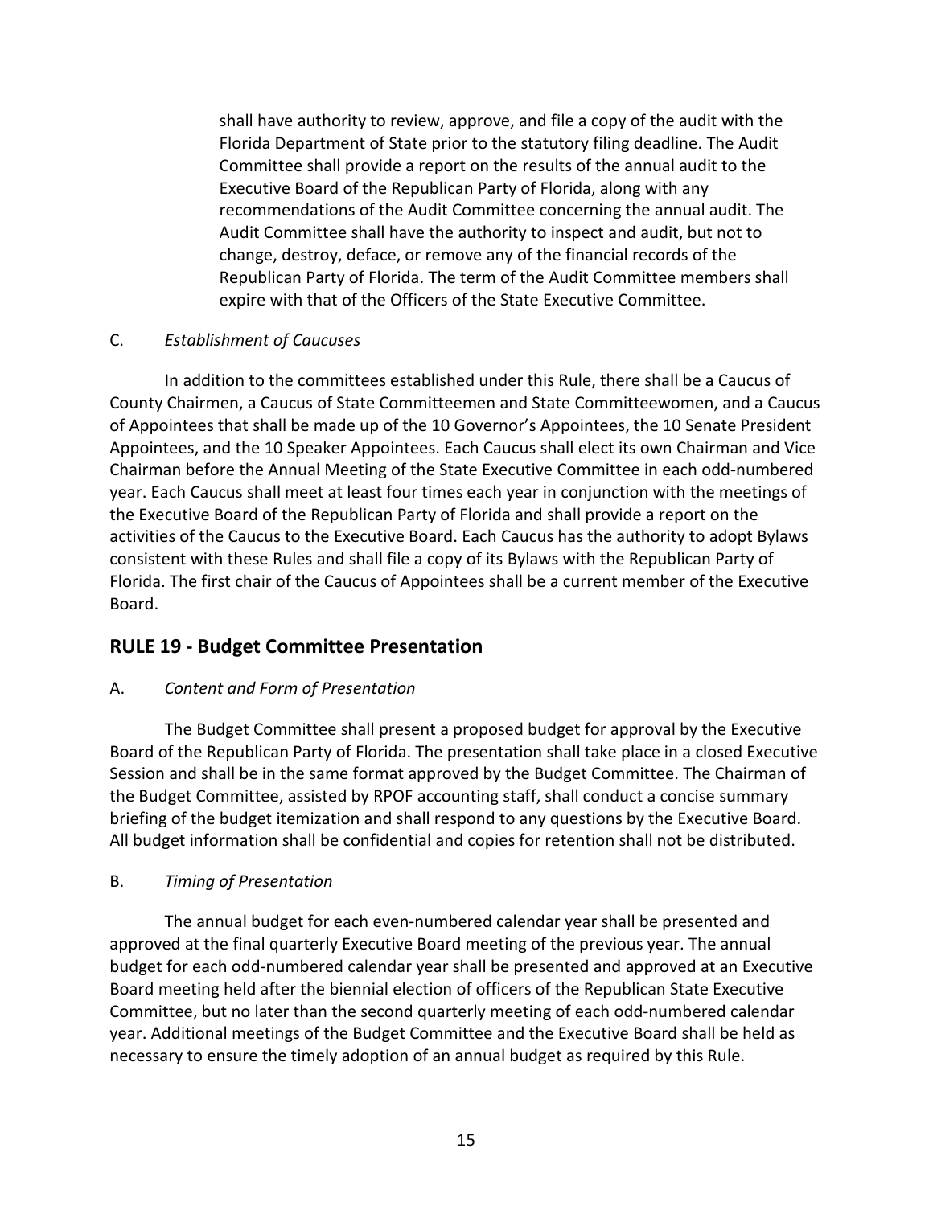shall have authority to review, approve, and file a copy of the audit with the Florida Department of State prior to the statutory filing deadline. The Audit Committee shall provide a report on the results of the annual audit to the Executive Board of the Republican Party of Florida, along with any recommendations of the Audit Committee concerning the annual audit. The Audit Committee shall have the authority to inspect and audit, but not to change, destroy, deface, or remove any of the financial records of the Republican Party of Florida. The term of the Audit Committee members shall expire with that of the Officers of the State Executive Committee.

C. *Establishment of Caucuses*

In addition to the committees established under this Rule, there shall be a Caucus of County Chairmen, a Caucus of State Committeemen and State Committeewomen, and a Caucus of Appointees that shall be made up of the 10 Governor's Appointees, the 10 Senate President Appointees, and the 10 Speaker Appointees. Each Caucus shall elect its own Chairman and Vice Chairman before the Annual Meeting of the State Executive Committee in each odd-numbered year. Each Caucus shall meet at least four times each year in conjunction with the meetings of the Executive Board of the Republican Party of Florida and shall provide a report on the activities of the Caucus to the Executive Board. Each Caucus has the authority to adopt Bylaws consistent with these Rules and shall file a copy of its Bylaws with the Republican Party of Florida. The first chair of the Caucus of Appointees shall be a current member of the Executive Board.

## RULE 19 - Budget Committee Presentation

A. *Content and Form of Presentation*

The Budget Committee shall present a proposed budget for approval by the Executive Board of the Republican Party of Florida. The presentation shall take place in a closed Executive Session and shall be in the same format approved by the Budget Committee. The Chairman of the Budget Committee, assisted by RPOF accounting staff, shall conduct a concise summary briefing of the budget itemization and shall respond to any questions by the Executive Board. All budget information shall be confidential and copies for retention shall not be distributed.

B. *Timing of Presentation*

The annual budget for each even-numbered calendar year shall be presented and approved at the final quarterly Executive Board meeting of the previous year. The annual budget for each odd-numbered calendar year shall be presented and approved at an Executive Board meeting held after the biennial election of officers of the Republican State Executive Committee, but no later than the second quarterly meeting of each odd-numbered calendar year. Additional meetings of the Budget Committee and the Executive Board shall be held as necessary to ensure the timely adoption of an annual budget as required by this Rule.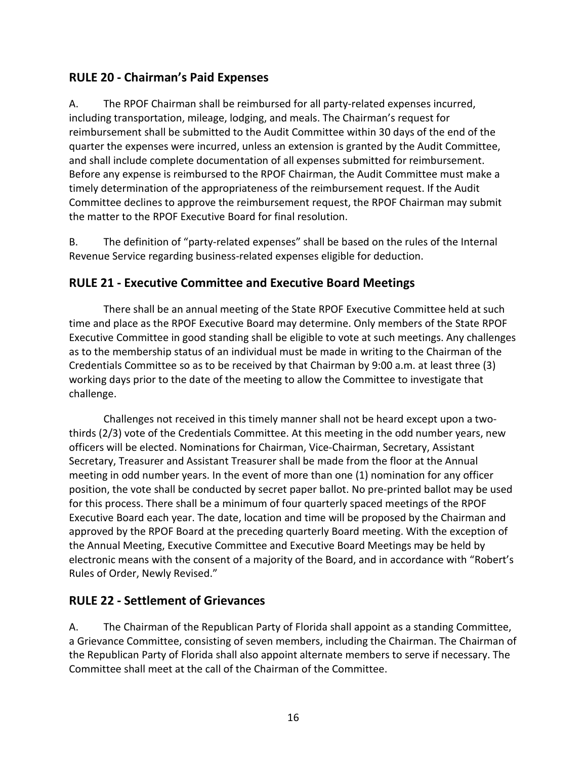## RULE 20 - Chairman's Paid Expenses

A. The RPOF Chairman shall be reimbursed for all party-related expenses incurred, including transportation, mileage, lodging, and meals. The Chairman's request for reimbursement shall be submitted to the Audit Committee within 30 days of the end of the quarter the expenses were incurred, unless an extension is granted by the Audit Committee, and shall include complete documentation of all expenses submitted for reimbursement. Before any expense is reimbursed to the RPOF Chairman, the Audit Committee must make a timely determination of the appropriateness of the reimbursement request. If the Audit Committee declines to approve the reimbursement request, the RPOF Chairman may submit the matter to the RPOF Executive Board for final resolution.

B. The definition of "party-related expenses" shall be based on the rules of the Internal Revenue Service regarding business-related expenses eligible for deduction.

## RULE 21 - Executive Committee and Executive Board Meetings

There shall be an annual meeting of the State RPOF Executive Committee held at such time and place as the RPOF Executive Board may determine. Only members of the State RPOF Executive Committee in good standing shall be eligible to vote at such meetings. Any challenges as to the membership status of an individual must be made in writing to the Chairman of the Credentials Committee so as to be received by that Chairman by 9:00 a.m. at least three (3) working days prior to the date of the meeting to allow the Committee to investigate that challenge.

Challenges not received in this timely manner shall not be heard except upon a two-thirds (2/3) vote of the Credentials Committee. At this meeting in the odd number years, new officers will be elected. Nominations for Chairman, Vice-Chairman, Secretary, Assistant Secretary, Treasurer and Assistant Treasurer shall be made from the floor at the Annual meeting in odd number years. In the event of more than one (1) nomination for any officer position, the vote shall be conducted by secret paper ballot. No pre-printed ballot may be used for this process. There shall be a minimum of four quarterly spaced meetings of the RPOF Executive Board each year. The date, location and time will be proposed by the Chairman and approved by the RPOF Board at the preceding quarterly Board meeting. With the exception of the Annual Meeting, Executive Committee and Executive Board Meetings may be held by electronic means with the consent of a majority of the Board, and in accordance with "Robert's Rules of Order, Newly Revised."

## RULE 22 - Settlement of Grievances

A. The Chairman of the Republican Party of Florida shall appoint as a standing Committee, a Grievance Committee, consisting of seven members, including the Chairman. The Chairman of the Republican Party of Florida shall also appoint alternate members to serve if necessary. The Committee shall meet at the call of the Chairman of the Committee.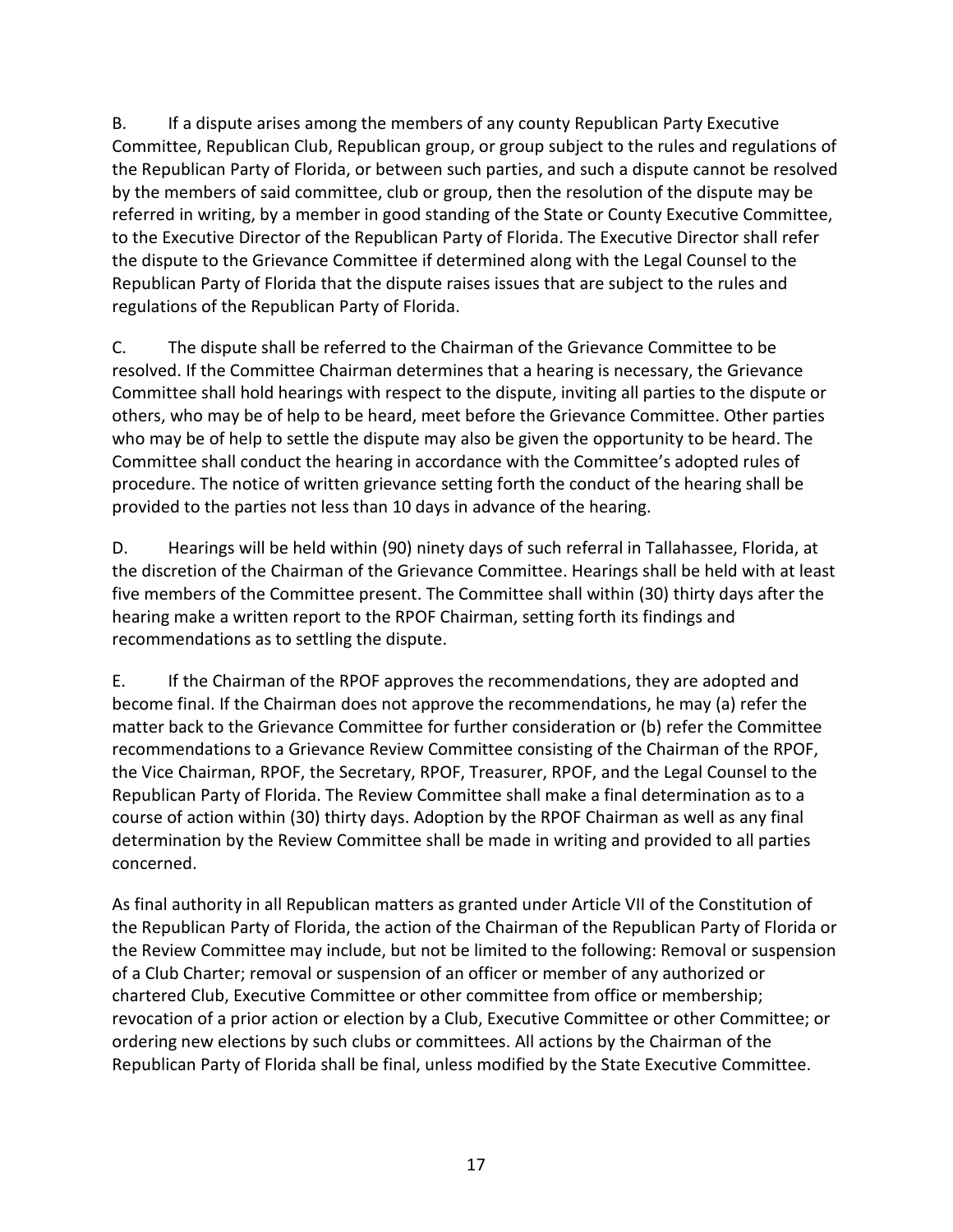B. If a dispute arises among the members of any county Republican Party Executive Committee, Republican Club, Republican group, or group subject to the rules and regulations of the Republican Party of Florida, or between such parties, and such a dispute cannot be resolved by the members of said committee, club or group, then the resolution of the dispute may be referred in writing, by a member in good standing of the State or County Executive Committee, to the Executive Director of the Republican Party of Florida. The Executive Director shall refer the dispute to the Grievance Committee if determined along with the Legal Counsel to the Republican Party of Florida that the dispute raises issues that are subject to the rules and regulations of the Republican Party of Florida.

C. The dispute shall be referred to the Chairman of the Grievance Committee to be resolved. If the Committee Chairman determines that a hearing is necessary, the Grievance Committee shall hold hearings with respect to the dispute, inviting all parties to the dispute or others, who may be of help to be heard, meet before the Grievance Committee. Other parties who may be of help to settle the dispute may also be given the opportunity to be heard. The Committee shall conduct the hearing in accordance with the Committee's adopted rules of procedure. The notice of written grievance setting forth the conduct of the hearing shall be provided to the parties not less than 10 days in advance of the hearing.

D. Hearings will be held within (90) ninety days of such referral in Tallahassee, Florida, at the discretion of the Chairman of the Grievance Committee. Hearings shall be held with at least five members of the Committee present. The Committee shall within (30) thirty days after the hearing make a written report to the RPOF Chairman, setting forth its findings and recommendations as to settling the dispute.

E. If the Chairman of the RPOF approves the recommendations, they are adopted and become final. If the Chairman does not approve the recommendations, he may (a) refer the matter back to the Grievance Committee for further consideration or (b) refer the Committee recommendations to a Grievance Review Committee consisting of the Chairman of the RPOF, the Vice Chairman, RPOF, the Secretary, RPOF, Treasurer, RPOF, and the Legal Counsel to the Republican Party of Florida. The Review Committee shall make a final determination as to a course of action within (30) thirty days. Adoption by the RPOF Chairman as well as any final determination by the Review Committee shall be made in writing and provided to all parties concerned.

As final authority in all Republican matters as granted under Article VII of the Constitution of the Republican Party of Florida, the action of the Chairman of the Republican Party of Florida or the Review Committee may include, but not be limited to the following: Removal or suspension of a Club Charter; removal or suspension of an officer or member of any authorized or chartered Club, Executive Committee or other committee from office or membership; revocation of a prior action or election by a Club, Executive Committee or other Committee; or ordering new elections by such clubs or committees. All actions by the Chairman of the Republican Party of Florida shall be final, unless modified by the State Executive Committee.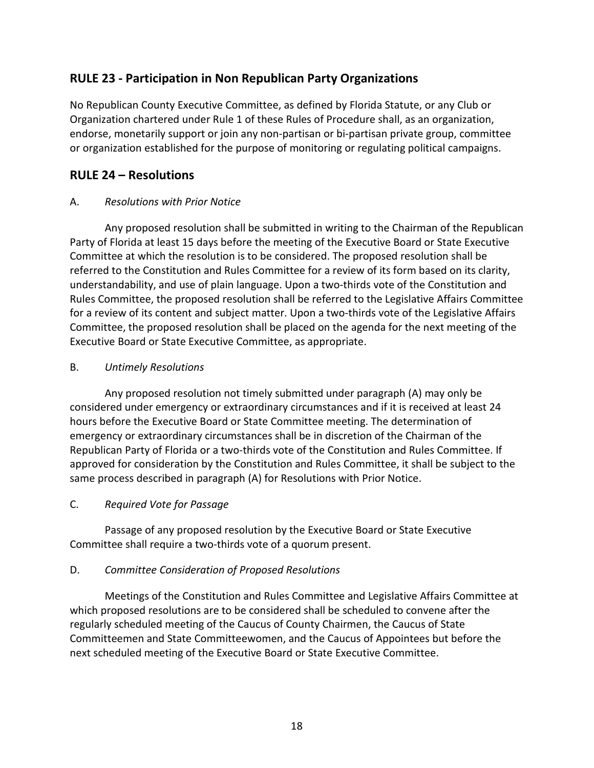## RULE 23 - Participation in Non Republican Party Organizations

No Republican County Executive Committee, as defined by Florida Statute, or any Club or Organization chartered under Rule 1 of these Rules of Procedure shall, as an organization, endorse, monetarily support or join any non-partisan or bi-partisan private group, committee or organization established for the purpose of monitoring or regulating political campaigns.

## RULE 24 – Resolutions

A. *Resolutions with Prior Notice*

Any proposed resolution shall be submitted in writing to the Chairman of the Republican Party of Florida at least 15 days before the meeting of the Executive Board or State Executive Committee at which the resolution is to be considered. The proposed resolution shall be referred to the Constitution and Rules Committee for a review of its form based on its clarity, understandability, and use of plain language. Upon a two-thirds vote of the Constitution and Rules Committee, the proposed resolution shall be referred to the Legislative Affairs Committee for a review of its content and subject matter. Upon a two-thirds vote of the Legislative Affairs Committee, the proposed resolution shall be placed on the agenda for the next meeting of the Executive Board or State Executive Committee, as appropriate.

B. *Untimely Resolutions*

Any proposed resolution not timely submitted under paragraph (A) may only be considered under emergency or extraordinary circumstances and if it is received at least 24 hours before the Executive Board or State Committee meeting. The determination of emergency or extraordinary circumstances shall be in discretion of the Chairman of the Republican Party of Florida or a two-thirds vote of the Constitution and Rules Committee. If approved for consideration by the Constitution and Rules Committee, it shall be subject to the same process described in paragraph (A) for Resolutions with Prior Notice.

C. *Required Vote for Passage*

Passage of any proposed resolution by the Executive Board or State Executive Committee shall require a two-thirds vote of a quorum present.

D. *Committee Consideration of Proposed Resolutions*

Meetings of the Constitution and Rules Committee and Legislative Affairs Committee at which proposed resolutions are to be considered shall be scheduled to convene after the regularly scheduled meeting of the Caucus of County Chairmen, the Caucus of State Committeemen and State Committeewomen, and the Caucus of Appointees but before the next scheduled meeting of the Executive Board or State Executive Committee.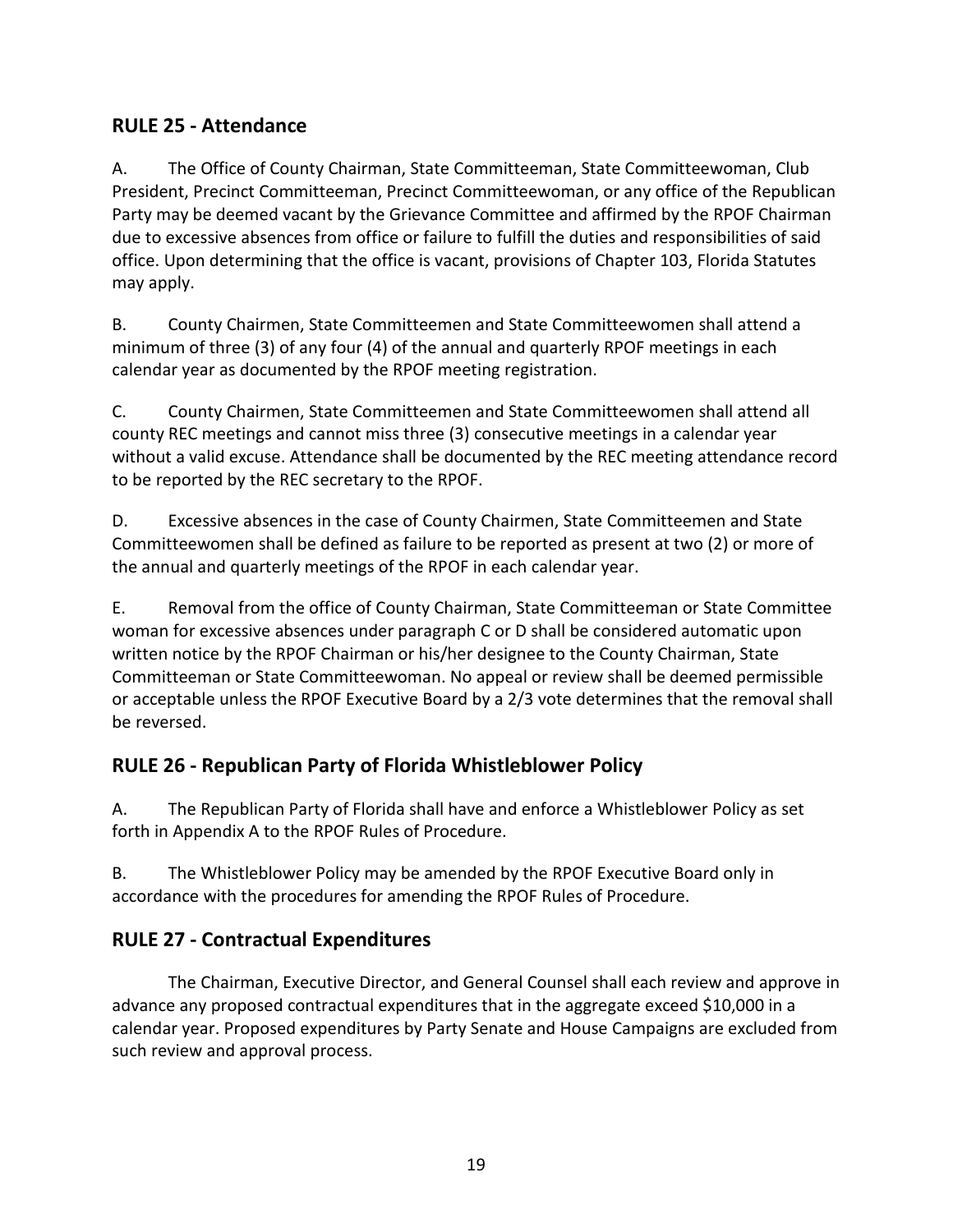## RULE 25 - Attendance

A. The Office of County Chairman, State Committeeman, State Committeewoman, Club President, Precinct Committeeman, Precinct Committeewoman, or any office of the Republican Party may be deemed vacant by the Grievance Committee and affirmed by the RPOF Chairman due to excessive absences from office or failure to fulfill the duties and responsibilities of said office. Upon determining that the office is vacant, provisions of Chapter 103, Florida Statutes may apply.

B. County Chairmen, State Committeemen and State Committeewomen shall attend a minimum of three (3) of any four (4) of the annual and quarterly RPOF meetings in each calendar year as documented by the RPOF meeting registration.

C. County Chairmen, State Committeemen and State Committeewomen shall attend all county REC meetings and cannot miss three (3) consecutive meetings in a calendar year without a valid excuse. Attendance shall be documented by the REC meeting attendance record to be reported by the REC secretary to the RPOF.

D. Excessive absences in the case of County Chairmen, State Committeemen and State Committeewomen shall be defined as failure to be reported as present at two (2) or more of the annual and quarterly meetings of the RPOF in each calendar year.

E. Removal from the office of County Chairman, State Committeeman or State Committee woman for excessive absences under paragraph C or D shall be considered automatic upon written notice by the RPOF Chairman or his/her designee to the County Chairman, State Committeeman or State Committeewoman. No appeal or review shall be deemed permissible or acceptable unless the RPOF Executive Board by a 2/3 vote determines that the removal shall be reversed.

## RULE 26 - Republican Party of Florida Whistleblower Policy

A. The Republican Party of Florida shall have and enforce a Whistleblower Policy as set forth in Appendix A to the RPOF Rules of Procedure.

B. The Whistleblower Policy may be amended by the RPOF Executive Board only in accordance with the procedures for amending the RPOF Rules of Procedure.

## RULE 27 - Contractual Expenditures

The Chairman, Executive Director, and General Counsel shall each review and approve in advance any proposed contractual expenditures that in the aggregate exceed $10,000 in a calendar year. Proposed expenditures by Party Senate and House Campaigns are excluded from such review and approval process.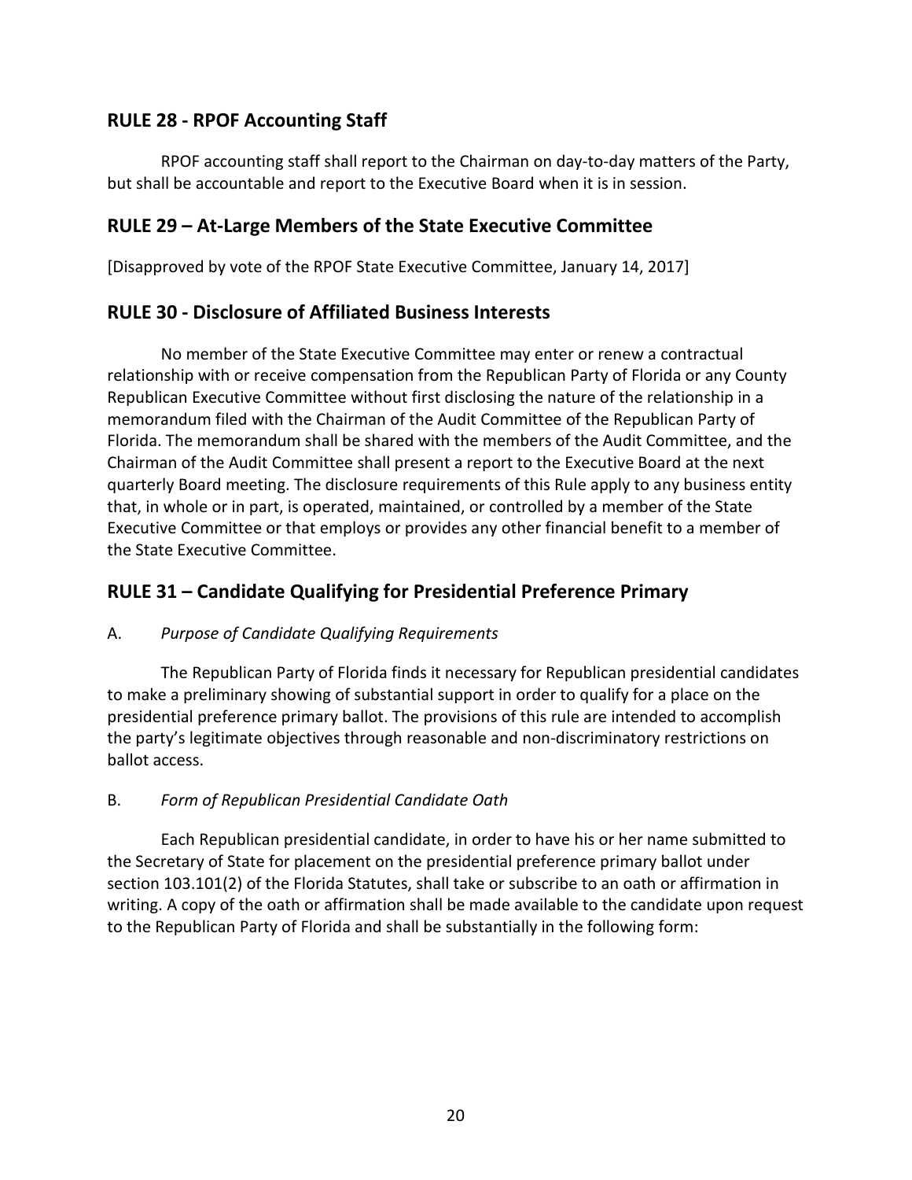## RULE 28 - RPOF Accounting Staff

RPOF accounting staff shall report to the Chairman on day-to-day matters of the Party, but shall be accountable and report to the Executive Board when it is in session.

## RULE 29 – At-Large Members of the State Executive Committee

[Disapproved by vote of the RPOF State Executive Committee, January 14, 2017]

## RULE 30 - Disclosure of Affiliated Business Interests

No member of the State Executive Committee may enter or renew a contractual relationship with or receive compensation from the Republican Party of Florida or any County Republican Executive Committee without first disclosing the nature of the relationship in a memorandum filed with the Chairman of the Audit Committee of the Republican Party of Florida. The memorandum shall be shared with the members of the Audit Committee, and the Chairman of the Audit Committee shall present a report to the Executive Board at the next quarterly Board meeting. The disclosure requirements of this Rule apply to any business entity that, in whole or in part, is operated, maintained, or controlled by a member of the State Executive Committee or that employs or provides any other financial benefit to a member of the State Executive Committee.

## RULE 31 – Candidate Qualifying for Presidential Preference Primary

A. *Purpose of Candidate Qualifying Requirements*

The Republican Party of Florida finds it necessary for Republican presidential candidates to make a preliminary showing of substantial support in order to qualify for a place on the presidential preference primary ballot. The provisions of this rule are intended to accomplish the party's legitimate objectives through reasonable and non-discriminatory restrictions on ballot access.

B. *Form of Republican Presidential Candidate Oath*

Each Republican presidential candidate, in order to have his or her name submitted to the Secretary of State for placement on the presidential preference primary ballot under section 103.101(2) of the Florida Statutes, shall take or subscribe to an oath or affirmation in writing. A copy of the oath or affirmation shall be made available to the candidate upon request to the Republican Party of Florida and shall be substantially in the following form: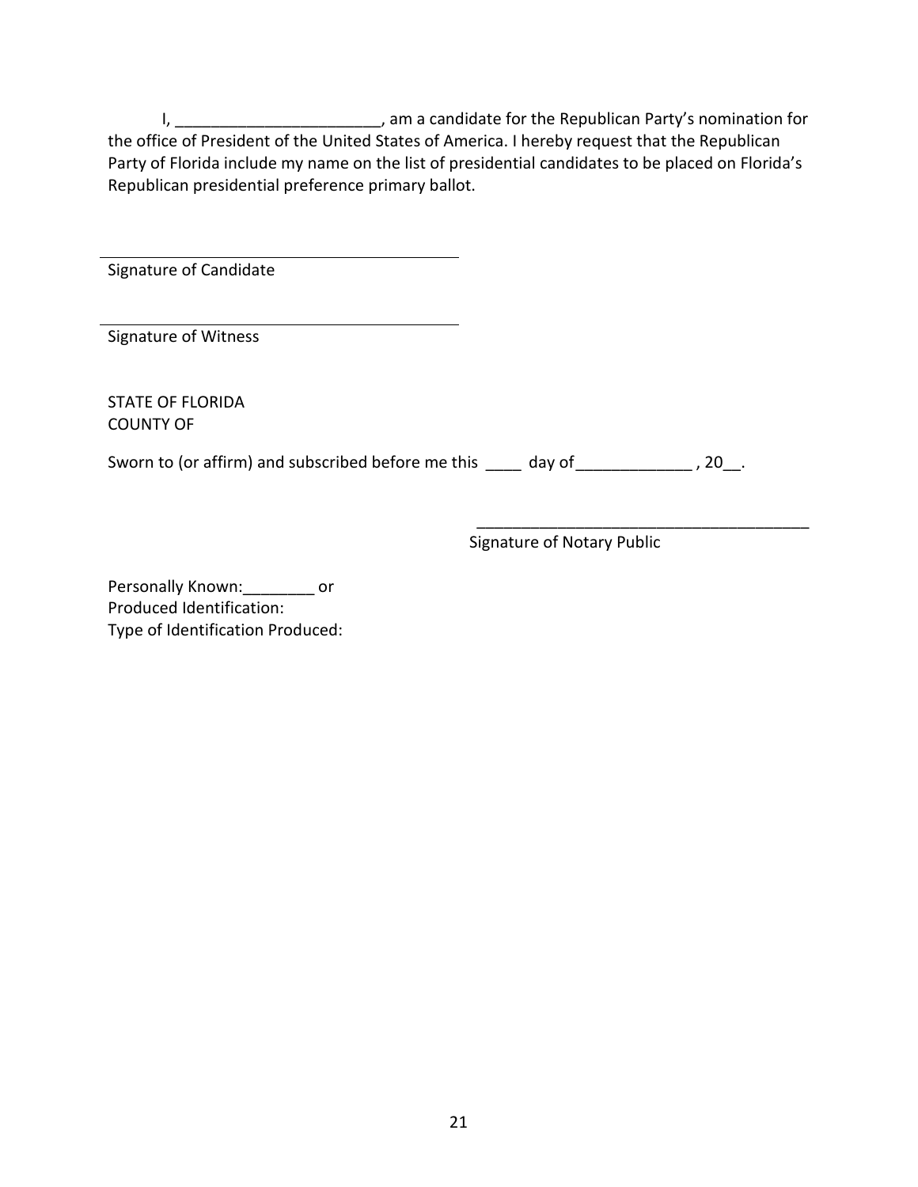I, _______________________, am a candidate for the Republican Party's nomination for the office of President of the United States of America. I hereby request that the Republican Party of Florida include my name on the list of presidential candidates to be placed on Florida's Republican presidential preference primary ballot.

\_\_\_\_\_\_\_\_\_\_\_\_\_\_\_\_\_\_\_\_\_\_\_\_\_\_\_\_\_\_\_\_\_\_\_\_\_\_\_\_
Signature of Candidate

\_\_\_\_\_\_\_\_\_\_\_\_\_\_\_\_\_\_\_\_\_\_\_\_\_\_\_\_\_\_\_\_\_\_\_\_\_\_\_\_
Signature of Witness

STATE OF FLORIDA
COUNTY OF

Sworn to (or affirm) and subscribed before me this ____ day of_____________ , 20__.

\_\_\_\_\_\_\_\_\_\_\_\_\_\_\_\_\_\_\_\_\_\_\_\_\_\_\_\_\_\_\_\_\_\_\_\_\_\_\_\_
Signature of Notary Public

Personally Known:________ or
Produced Identification:
Type of Identification Produced: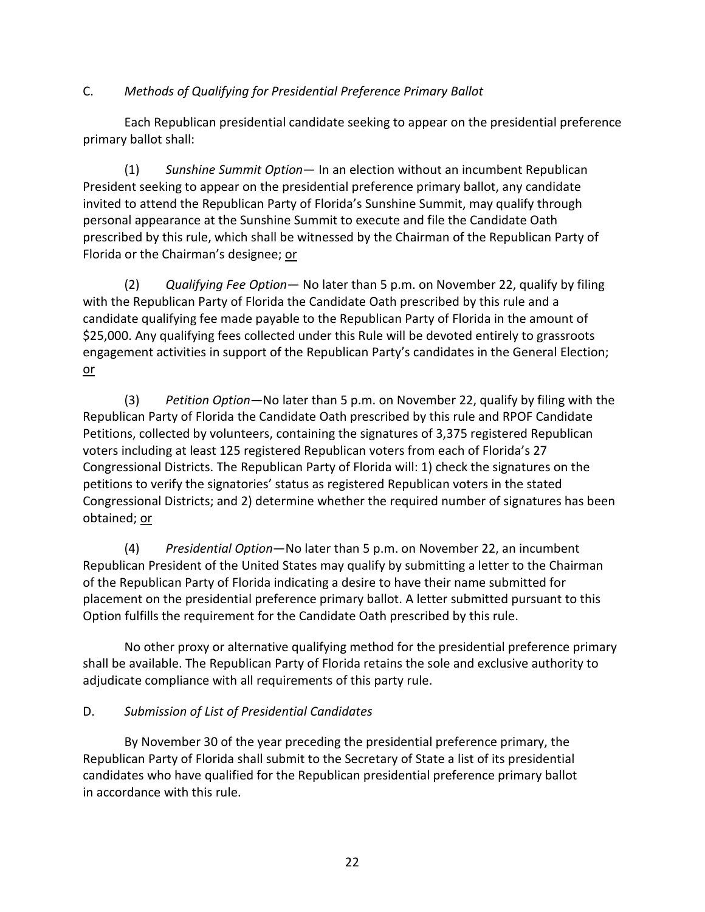C. *Methods of Qualifying for Presidential Preference Primary Ballot*

Each Republican presidential candidate seeking to appear on the presidential preference primary ballot shall:

(1) *Sunshine Summit Option*— In an election without an incumbent Republican President seeking to appear on the presidential preference primary ballot, any candidate invited to attend the Republican Party of Florida's Sunshine Summit, may qualify through personal appearance at the Sunshine Summit to execute and file the Candidate Oath prescribed by this rule, which shall be witnessed by the Chairman of the Republican Party of Florida or the Chairman's designee; <u>or</u>

(2) *Qualifying Fee Option*— No later than 5 p.m. on November 22, qualify by filing with the Republican Party of Florida the Candidate Oath prescribed by this rule and a candidate qualifying fee made payable to the Republican Party of Florida in the amount of $25,000. Any qualifying fees collected under this Rule will be devoted entirely to grassroots engagement activities in support of the Republican Party's candidates in the General Election; <u>or</u>

(3) *Petition Option*—No later than 5 p.m. on November 22, qualify by filing with the Republican Party of Florida the Candidate Oath prescribed by this rule and RPOF Candidate Petitions, collected by volunteers, containing the signatures of 3,375 registered Republican voters including at least 125 registered Republican voters from each of Florida's 27 Congressional Districts. The Republican Party of Florida will: 1) check the signatures on the petitions to verify the signatories' status as registered Republican voters in the stated Congressional Districts; and 2) determine whether the required number of signatures has been obtained; <u>or</u>

(4) *Presidential Option*—No later than 5 p.m. on November 22, an incumbent Republican President of the United States may qualify by submitting a letter to the Chairman of the Republican Party of Florida indicating a desire to have their name submitted for placement on the presidential preference primary ballot. A letter submitted pursuant to this Option fulfills the requirement for the Candidate Oath prescribed by this rule.

No other proxy or alternative qualifying method for the presidential preference primary shall be available. The Republican Party of Florida retains the sole and exclusive authority to adjudicate compliance with all requirements of this party rule.

D. *Submission of List of Presidential Candidates*

By November 30 of the year preceding the presidential preference primary, the Republican Party of Florida shall submit to the Secretary of State a list of its presidential candidates who have qualified for the Republican presidential preference primary ballot in accordance with this rule.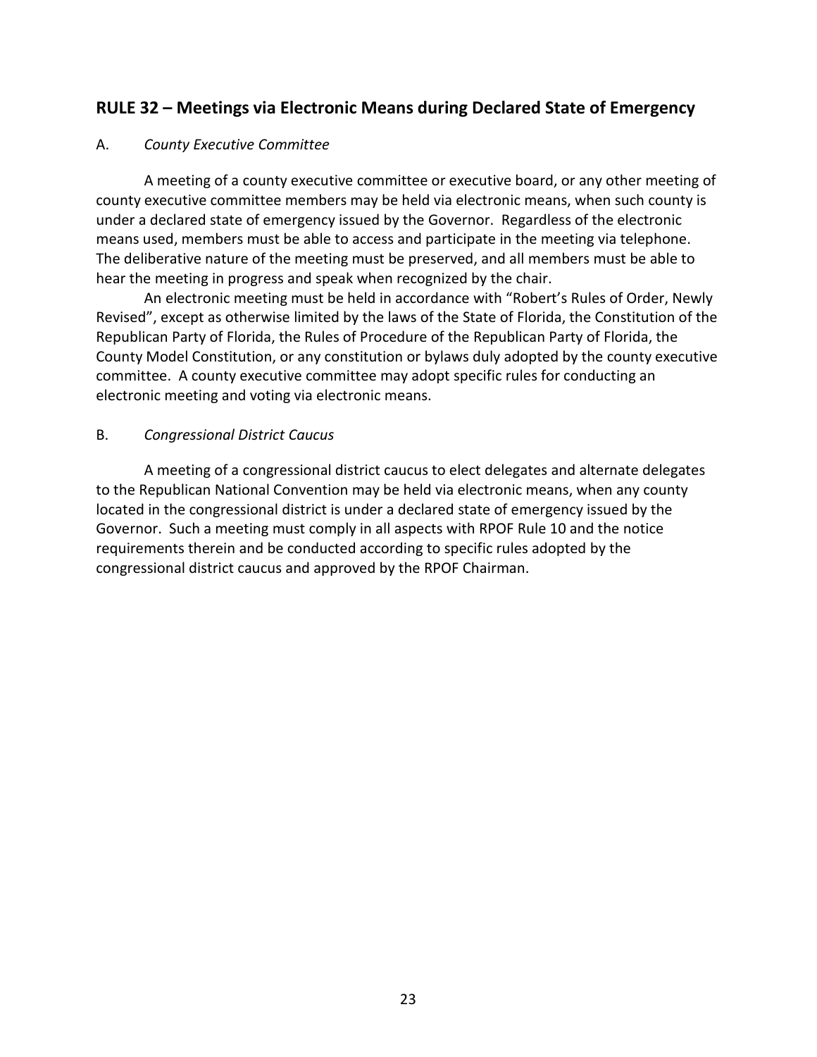## RULE 32 – Meetings via Electronic Means during Declared State of Emergency

A. *County Executive Committee*

A meeting of a county executive committee or executive board, or any other meeting of county executive committee members may be held via electronic means, when such county is under a declared state of emergency issued by the Governor. Regardless of the electronic means used, members must be able to access and participate in the meeting via telephone. The deliberative nature of the meeting must be preserved, and all members must be able to hear the meeting in progress and speak when recognized by the chair.

An electronic meeting must be held in accordance with "Robert's Rules of Order, Newly Revised", except as otherwise limited by the laws of the State of Florida, the Constitution of the Republican Party of Florida, the Rules of Procedure of the Republican Party of Florida, the County Model Constitution, or any constitution or bylaws duly adopted by the county executive committee. A county executive committee may adopt specific rules for conducting an electronic meeting and voting via electronic means.

B. *Congressional District Caucus*

A meeting of a congressional district caucus to elect delegates and alternate delegates to the Republican National Convention may be held via electronic means, when any county located in the congressional district is under a declared state of emergency issued by the Governor. Such a meeting must comply in all aspects with RPOF Rule 10 and the notice requirements therein and be conducted according to specific rules adopted by the congressional district caucus and approved by the RPOF Chairman.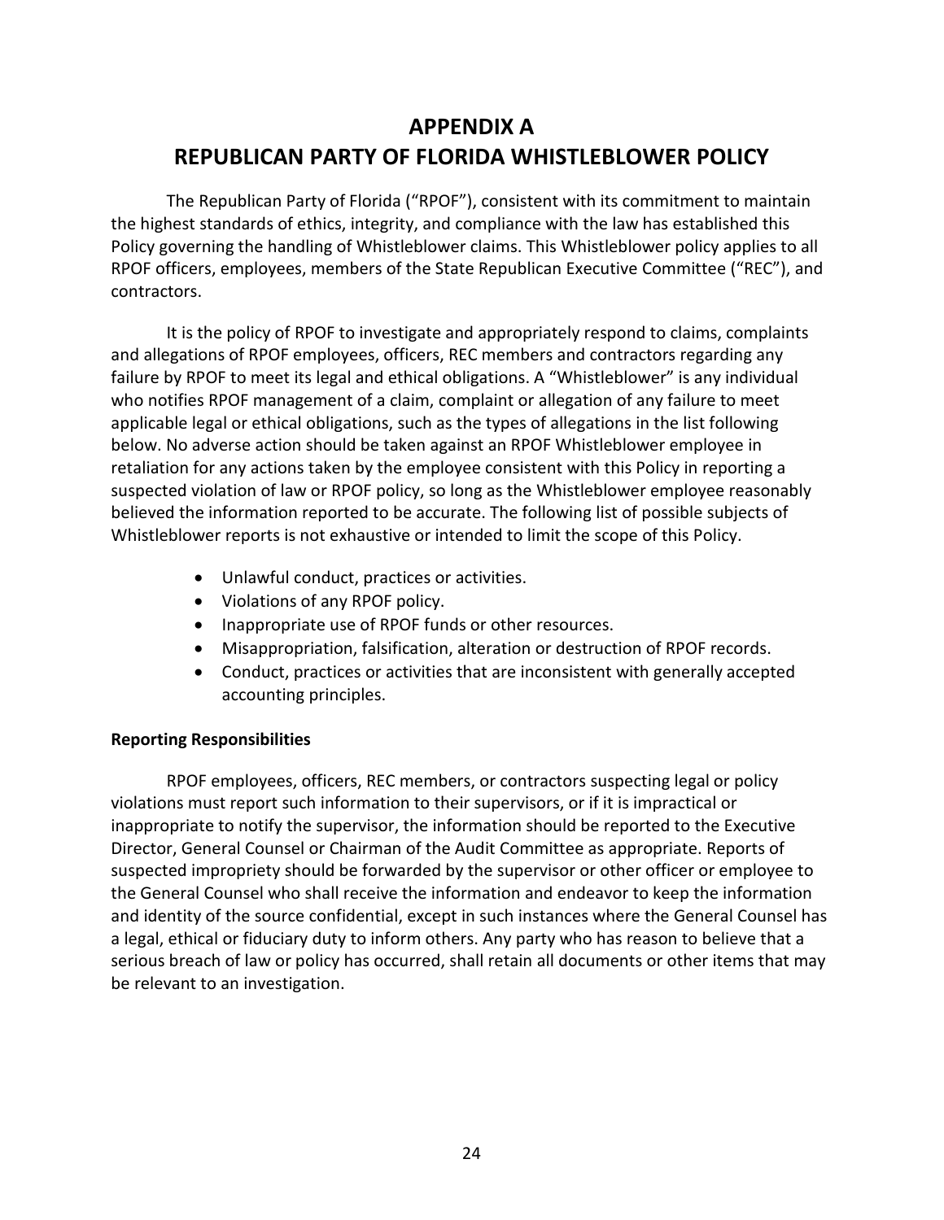# APPENDIX A
# REPUBLICAN PARTY OF FLORIDA WHISTLEBLOWER POLICY

The Republican Party of Florida ("RPOF"), consistent with its commitment to maintain the highest standards of ethics, integrity, and compliance with the law has established this Policy governing the handling of Whistleblower claims. This Whistleblower policy applies to all RPOF officers, employees, members of the State Republican Executive Committee ("REC"), and contractors.

It is the policy of RPOF to investigate and appropriately respond to claims, complaints and allegations of RPOF employees, officers, REC members and contractors regarding any failure by RPOF to meet its legal and ethical obligations. A "Whistleblower" is any individual who notifies RPOF management of a claim, complaint or allegation of any failure to meet applicable legal or ethical obligations, such as the types of allegations in the list following below. No adverse action should be taken against an RPOF Whistleblower employee in retaliation for any actions taken by the employee consistent with this Policy in reporting a suspected violation of law or RPOF policy, so long as the Whistleblower employee reasonably believed the information reported to be accurate. The following list of possible subjects of Whistleblower reports is not exhaustive or intended to limit the scope of this Policy.

- Unlawful conduct, practices or activities.
- Violations of any RPOF policy.
- Inappropriate use of RPOF funds or other resources.
- Misappropriation, falsification, alteration or destruction of RPOF records.
- Conduct, practices or activities that are inconsistent with generally accepted accounting principles.

**Reporting Responsibilities**

RPOF employees, officers, REC members, or contractors suspecting legal or policy violations must report such information to their supervisors, or if it is impractical or inappropriate to notify the supervisor, the information should be reported to the Executive Director, General Counsel or Chairman of the Audit Committee as appropriate. Reports of suspected impropriety should be forwarded by the supervisor or other officer or employee to the General Counsel who shall receive the information and endeavor to keep the information and identity of the source confidential, except in such instances where the General Counsel has a legal, ethical or fiduciary duty to inform others. Any party who has reason to believe that a serious breach of law or policy has occurred, shall retain all documents or other items that may be relevant to an investigation.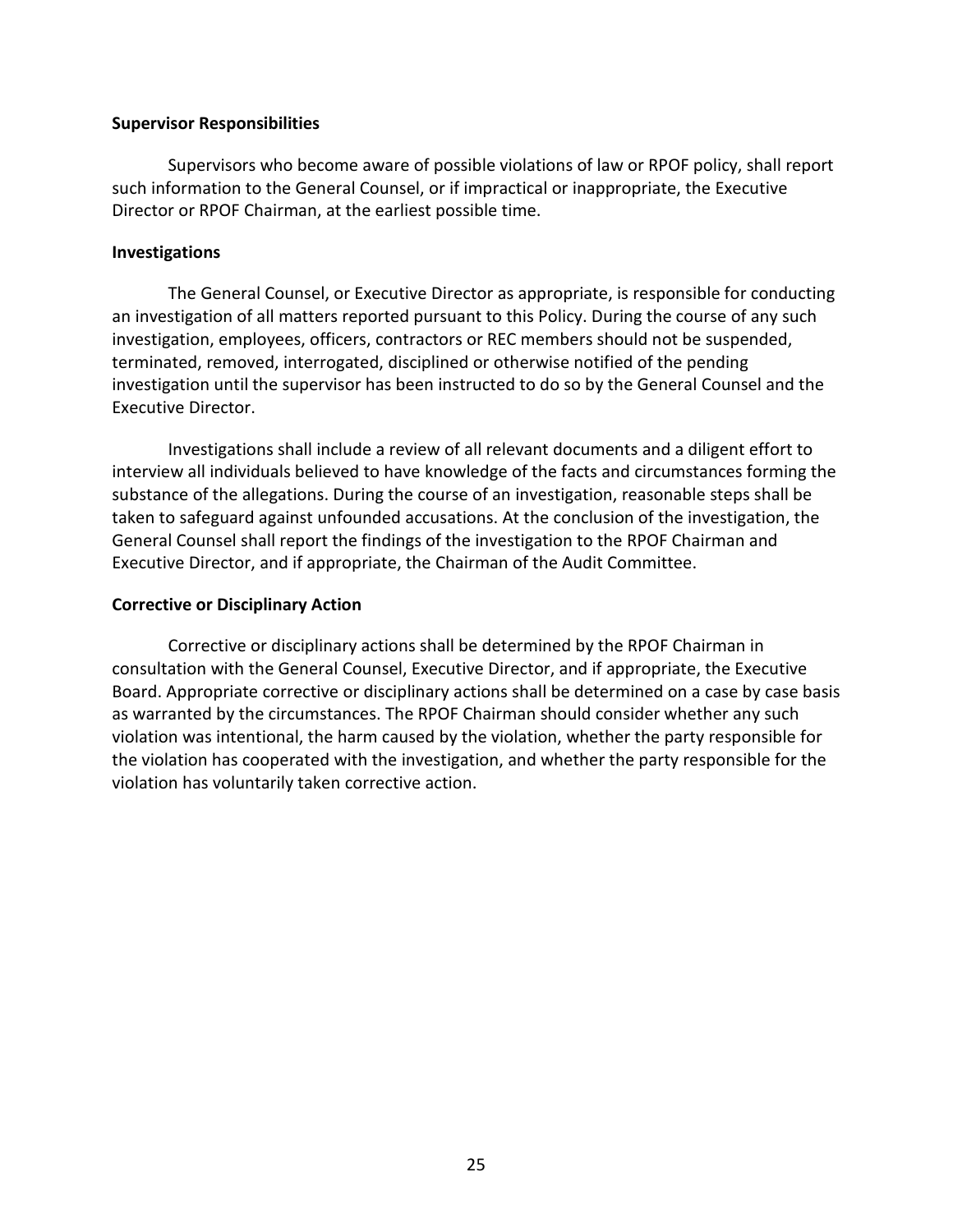**Supervisor Responsibilities**

Supervisors who become aware of possible violations of law or RPOF policy, shall report such information to the General Counsel, or if impractical or inappropriate, the Executive Director or RPOF Chairman, at the earliest possible time.

**Investigations**

The General Counsel, or Executive Director as appropriate, is responsible for conducting an investigation of all matters reported pursuant to this Policy. During the course of any such investigation, employees, officers, contractors or REC members should not be suspended, terminated, removed, interrogated, disciplined or otherwise notified of the pending investigation until the supervisor has been instructed to do so by the General Counsel and the Executive Director.

Investigations shall include a review of all relevant documents and a diligent effort to interview all individuals believed to have knowledge of the facts and circumstances forming the substance of the allegations. During the course of an investigation, reasonable steps shall be taken to safeguard against unfounded accusations. At the conclusion of the investigation, the General Counsel shall report the findings of the investigation to the RPOF Chairman and Executive Director, and if appropriate, the Chairman of the Audit Committee.

**Corrective or Disciplinary Action**

Corrective or disciplinary actions shall be determined by the RPOF Chairman in consultation with the General Counsel, Executive Director, and if appropriate, the Executive Board. Appropriate corrective or disciplinary actions shall be determined on a case by case basis as warranted by the circumstances. The RPOF Chairman should consider whether any such violation was intentional, the harm caused by the violation, whether the party responsible for the violation has cooperated with the investigation, and whether the party responsible for the violation has voluntarily taken corrective action.